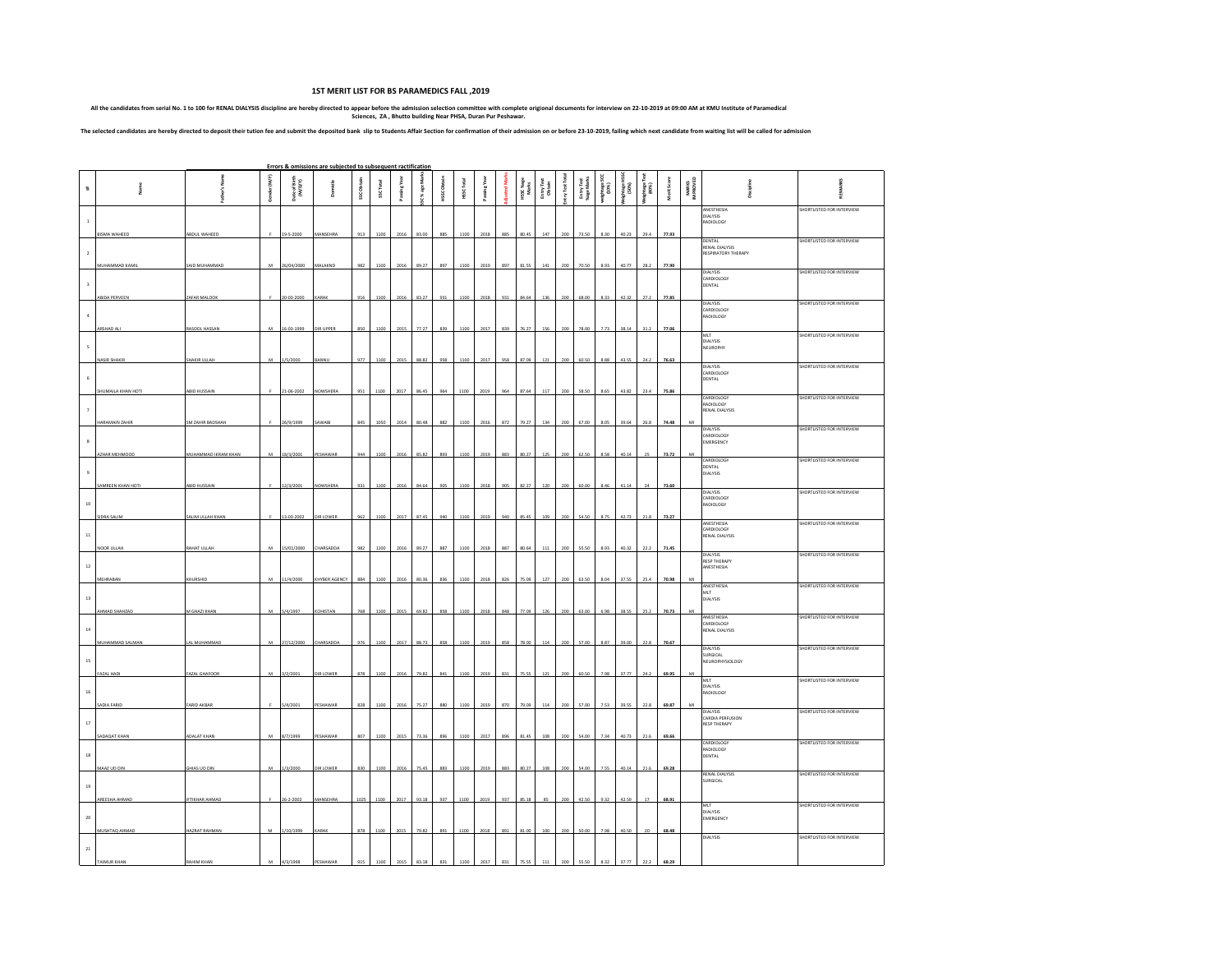# 1ST MERIT LIST FOR BS PARAMEDICS FALL ,2019

**All the candidates from serial No. 1 to 100 for RENAL DIALYSIS discipline are hereby directed to appear before the admission selection committee with complete origional documents for interview on 22-10-2019 at 09:00 AM at KMU Institute of Paramedical Sciences, ZA , Bhutto building Near PHSA, Duran Pur Peshawar.**

**The selected candidates are hereby directed to deposit their tution fee and submit the deposited bank slip to Students Affair Section for confirmation of their admission on or before 23-10-2019, failing which next candidate from waiting list will be called for admission**

**Errors & omissions are subjected to subsequent ractification**

| S# | Name | Father's Name | Gender (M/F) | Date of Birth (M/D/Y) | Domicile | SSC Obtain | SSC Total | Passing Year | SSC % age Marks | HSSC Obtain | HSSC Total | Passing Year | Adjusted Marks | HSSC %age Marks | Entry Test Obtain | Entry Test Total | Entry Test %age Marks | Weightage SSC (10%) | Weightage HSSC (50%) | Weightage Test (40%) | Merit Score | MARKS IMPROVED | Discipline | REMARKS |
|---|---|---|---|---|---|---|---|---|---|---|---|---|---|---|---|---|---|---|---|---|---|---|---|---|
| 1 | BISMA WAHEED | ABDUL WAHEED | F | 19-5-2000 | MANSEHRA | 913 | 1100 | 2016 | 83.00 | 885 | 1100 | 2018 | 885 | 80.45 | 147 | 200 | 73.50 | 8.30 | 40.23 | 29.4 | 77.93 | | ANESTHESIA DIALYSIS RADIOLOGY | SHORTLISTED FOR INTERVIEW |
| 2 | MUHAMMAD KAMIL | SAID MUHAMMAD | M | 26/04/2000 | MALAKND | 982 | 1100 | 2016 | 89.27 | 897 | 1100 | 2019 | 897 | 81.55 | 141 | 200 | 70.50 | 8.93 | 40.77 | 28.2 | 77.90 | | DENTAL RENAL DIALYSIS RESPIRATORY THERAPY | SHORTLISTED FOR INTERVIEW |
| 3 | ABIDA PERVEEN | ZAFAR MALOOK | F | 20-03-2000 | KARAK | 916 | 1100 | 2016 | 83.27 | 931 | 1100 | 2018 | 931 | 84.64 | 136 | 200 | 68.00 | 8.33 | 42.32 | 27.2 | 77.85 | | DIALYSIS CARDIOLOGY DENTAL | SHORTLISTED FOR INTERVIEW |
| 4 | ARSHAD ALI | RASOOL HASSAN | M | 16-03-1999 | DIR UPPER | 850 | 1100 | 2015 | 77.27 | 839 | 1100 | 2017 | 839 | 76.27 | 156 | 200 | 78.00 | 7.73 | 38.14 | 31.2 | 77.06 | | DIALYSIS CARDIOLOGY RADIOLOGY | SHORTLISTED FOR INTERVIEW |
| 5 | NASIR SHAKIR | SHAKIR ULLAH | M | 1/5/2000 | BANNU | 977 | 1100 | 2015 | 88.82 | 958 | 1100 | 2017 | 958 | 87.09 | 121 | 200 | 60.50 | 8.88 | 43.55 | 24.2 | 76.63 | | MLT DIALYSIS NEUROPHY | SHORTLISTED FOR INTERVIEW |
| 6 | SHUMAILA KHAN HOTI | ABID HUSSAIN | F | 21-06-2002 | NOWSHERA | 951 | 1100 | 2017 | 86.45 | 964 | 1100 | 2019 | 964 | 87.64 | 117 | 200 | 58.50 | 8.65 | 43.82 | 23.4 | 75.86 | | DIALYSIS CARDIOLOGY DENTAL | SHORTLISTED FOR INTERVIEW |
| 7 | HARAMAIN ZAHIR | SM ZAHIR BADSHAH | F | 26/9/1999 | SAWABI | 845 | 1050 | 2014 | 80.48 | 882 | 1100 | 2016 | 872 | 79.27 | 134 | 200 | 67.00 | 8.05 | 39.64 | 26.8 | 74.48 | MI | CARDIOLOGY RADIOLOGY RENAL DIALYSIS | SHORTLISTED FOR INTERVIEW |
| 8 | AZHAR MEHMOOD | MUHAMMAD IKRAM KHAN | M | 18/3/2001 | PESHAWAR | 944 | 1100 | 2016 | 85.82 | 893 | 1100 | 2019 | 883 | 80.27 | 125 | 200 | 62.50 | 8.58 | 40.14 | 25 | 73.72 | MI | DIALYSIS CARDIOLOGY EMERGENCY | SHORTLISTED FOR INTERVIEW |
| 9 | SAMREEN KHAN HOTI | ABID HUSSAIN | F | 12/3/2001 | NOWSHERA | 931 | 1100 | 2016 | 84.64 | 905 | 1100 | 2018 | 905 | 82.27 | 120 | 200 | 60.00 | 8.46 | 41.14 | 24 | 73.60 | | CARDIOLOGY DENTAL DIALYSIS | SHORTLISTED FOR INTERVIEW |
| 10 | SIDRA SALIM | SALIM ULLAH KHAN | F | 13-03-2002 | DIR LOWER | 962 | 1100 | 2017 | 87.45 | 940 | 1100 | 2019 | 940 | 85.45 | 109 | 200 | 54.50 | 8.75 | 42.73 | 21.8 | 73.27 | | DIALYSIS CARDIOLOGY RADIOLOGY | SHORTLISTED FOR INTERVIEW |
| 11 | NOOR ULLAH | RAHAT ULLAH | M | 15/01/2000 | CHARSADDA | 982 | 1100 | 2016 | 89.27 | 887 | 1100 | 2018 | 887 | 80.64 | 111 | 200 | 55.50 | 8.93 | 40.32 | 22.2 | 71.45 | | ANESTHESIA CARDIOLOGY RENAL DIALYSIS | SHORTLISTED FOR INTERVIEW |
| 12 | MEHRABAN | KHURSHID | M | 11/4/2000 | KHYBER AGENCY | 884 | 1100 | 2016 | 80.36 | 836 | 1100 | 2018 | 826 | 75.09 | 127 | 200 | 63.50 | 8.04 | 37.55 | 25.4 | 70.98 | MI | DIALYSIS RESP THERAPY ANESTHESIA | SHORTLISTED FOR INTERVIEW |
| 13 | AHMAD SHAHZAD | M GHAZI KHAN | M | 5/4/1997 | KOHISTAN | 768 | 1100 | 2015 | 69.82 | 858 | 1100 | 2018 | 848 | 77.09 | 126 | 200 | 63.00 | 6.98 | 38.55 | 25.2 | 70.73 | MI | ANESTHESIA MLT DIALYSIS | SHORTLISTED FOR INTERVIEW |
| 14 | MUHAMMAD SALMAN | LAL MUHAMMAD | M | 27/12/2000 | CHARSADDA | 976 | 1100 | 2017 | 88.73 | 858 | 1100 | 2019 | 858 | 78.00 | 114 | 200 | 57.00 | 8.87 | 39.00 | 22.8 | 70.67 | | ANESTHESIA CARDIOLOGY RENAL DIALYSIS | SHORTLISTED FOR INTERVIEW |
| 15 | FAZAL HADI | FAZAL GHAFOOR | M | 3/2/2001 | DIR LOWER | 878 | 1100 | 2016 | 79.82 | 841 | 1100 | 2019 | 831 | 75.55 | 121 | 200 | 60.50 | 7.98 | 37.77 | 24.2 | 69.95 | MI | DIALYSIS SURGICAL NEUROPHYSIOLOGY | SHORTLISTED FOR INTERVIEW |
| 16 | SADIA FARID | FARID AKBAR | F | 5/4/2001 | PESHAWAR | 828 | 1100 | 2016 | 75.27 | 880 | 1100 | 2019 | 870 | 79.09 | 114 | 200 | 57.00 | 7.53 | 39.55 | 22.8 | 69.87 | MI | MLT DIALYSIS RADIOLOGY | SHORTLISTED FOR INTERVIEW |
| 17 | SADAQAT KHAN | ADALAT KHAN | M | 8/7/1999 | PESHAWAR | 807 | 1100 | 2015 | 73.36 | 896 | 1100 | 2017 | 896 | 81.45 | 108 | 200 | 54.00 | 7.34 | 40.73 | 21.6 | 69.66 | | DIALYSIS CARDIA PERFUSION RESP THERAPY | SHORTLISTED FOR INTERVIEW |
| 18 | MAAZ UD DIN | GHIAS UD DIN | M | 1/3/2000 | DIR LOWER | 830 | 1100 | 2016 | 75.45 | 883 | 1100 | 2019 | 883 | 80.27 | 108 | 200 | 54.00 | 7.55 | 40.14 | 21.6 | 69.28 | | CARDIOLOGY RADIOLOGY DENTAL | SHORTLISTED FOR INTERVIEW |
| 19 | AREESHA AHMAD | IFTIKHAR AHMAD | F | 26-2-2002 | MANSEHRA | 1025 | 1100 | 2017 | 93.18 | 937 | 1100 | 2019 | 937 | 85.18 | 85 | 200 | 42.50 | 9.32 | 42.59 | 17 | 68.91 | | RENAL DIALYSIS SURGICAL | SHORTLISTED FOR INTERVIEW |
| 20 | MUSHTAQ AHMAD | HAZRAT RAHMAN | M | 1/10/1999 | KARAK | 878 | 1100 | 2015 | 79.82 | 891 | 1100 | 2018 | 891 | 81.00 | 100 | 200 | 50.00 | 7.98 | 40.50 | 20 | 68.48 | | MLT DIALYSIS EMERGENCY | SHORTLISTED FOR INTERVIEW |
| 21 | TAIMUR KHAN | RAHIM KHAN | M | 4/3/1998 | PESHAWAR | 915 | 1100 | 2015 | 83.18 | 831 | 1100 | 2017 | 831 | 75.55 | 111 | 200 | 55.50 | 8.32 | 37.77 | 22.2 | 68.29 | | DIALYSIS | SHORTLISTED FOR INTERVIEW |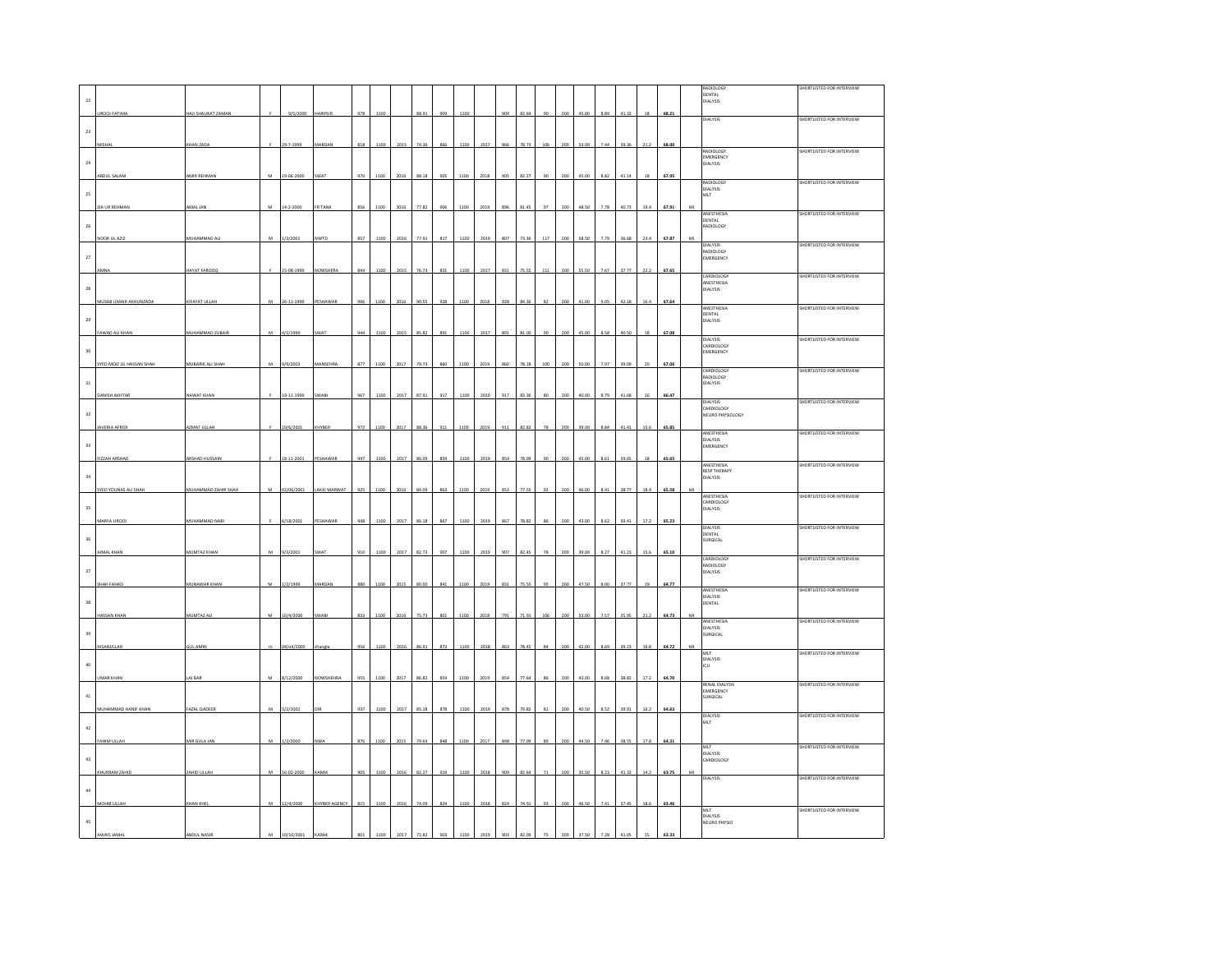| 22 | UROOJ FATIMA | HAJI SHAUKAT ZAMAN | F | 9/5/2000 | HARIPUR | 978 | 1100 | | 88.91 | 909 | 1100 | | 909 | 82.64 | 90 | 200 | 45.00 | 8.89 | 41.32 | 18 | 68.21 | | RADIOLOGY DENTAL DIALYSIS | SHORTLISTED FOR INTERVIEW |
|---|---|---|---|---|---|---|---|---|---|---|---|---|---|---|---|---|---|---|---|---|---|---|---|---|
| 23 | MISHAL | KHAN ZADA | F | 29-7-1999 | MARDAN | 818 | 1100 | 2015 | 74.36 | 866 | 1100 | 2017 | 866 | 78.73 | 106 | 200 | 53.00 | 7.44 | 39.36 | 21.2 | 68.00 | | DIALYSIS | SHORTLISTED FOR INTERVIEW |
| 24 | ABDUL SALAM | AMIR REHMAN | M | 19-06-2000 | SWAT | 970 | 1100 | 2016 | 88.18 | 905 | 1100 | 2018 | 905 | 82.27 | 90 | 200 | 45.00 | 8.82 | 41.14 | 18 | 67.95 | | RADIOLOGY EMERGENCY DIALYSIS | SHORTLISTED FOR INTERVIEW |
| 25 | ZIA UR REHMAN | AMAL JAN | M | 14-2-2000 | FR TANK | 856 | 1100 | 2016 | 77.82 | 906 | 1100 | 2019 | 896 | 81.45 | 97 | 200 | 48.50 | 7.78 | 40.73 | 19.4 | 67.91 | MI | RADIOLOGY DIALYSIS MLT | SHORTLISTED FOR INTERVIEW |
| 26 | NOOR UL AZIZ | MUHAMMAD ALI | M | 1/3/2001 | NWTD | 857 | 1100 | 2016 | 77.91 | 817 | 1100 | 2019 | 807 | 73.36 | 117 | 200 | 58.50 | 7.79 | 36.68 | 23.4 | 67.87 | MI | ANESTHESIA DENTAL RADIOLOGY | SHORTLISTED FOR INTERVIEW |
| 27 | AMNA | HAYAT FAROOQ | F | 15-08-1999 | NOWSHERA | 844 | 1100 | 2015 | 76.73 | 831 | 1100 | 2017 | 831 | 75.55 | 111 | 200 | 55.50 | 7.67 | 37.77 | 22.2 | 67.65 | | DIALYSIS RADIOLOGY EMERGENCY | SHORTLISTED FOR INTERVIEW |
| 28 | MUSAB UMAIR AKHUNZADA | KIFAYAT ULLAH | M | 26-11-1999 | PESHAWAR | 996 | 1100 | 2016 | 90.55 | 928 | 1100 | 2018 | 928 | 84.36 | 82 | 200 | 41.00 | 9.05 | 42.18 | 16.4 | 67.64 | | CARDIOLOGY ANESTHESIA DIALYSIS | SHORTLISTED FOR INTERVIEW |
| 29 | FAWAD ALI KHAN | MUHAMMAD ZUBAIR | M | 4/2/1999 | SWAT | 944 | 1100 | 2015 | 85.82 | 891 | 1100 | 2017 | 891 | 81.00 | 90 | 200 | 45.00 | 8.58 | 40.50 | 18 | 67.08 | | ANESTHESIA DENTAL DIALYSIS | SHORTLISTED FOR INTERVIEW |
| 30 | SYED MOIZ UL HASSAN SHAH | MUBARIK ALI SHAH | M | 9/9/2003 | MANSEHRA | 877 | 1100 | 2017 | 79.73 | 860 | 1100 | 2019 | 860 | 78.18 | 100 | 200 | 50.00 | 7.97 | 39.09 | 20 | 67.06 | | DIALYSIS CARDIOLOGY EMERGENCY | SHORTLISTED FOR INTERVIEW |
| 31 | DANISH AKHTAR | NAWAT KHAN | F | 19-11-1999 | SWABI | 967 | 1100 | 2017 | 87.91 | 917 | 1100 | 2019 | 917 | 83.36 | 80 | 200 | 40.00 | 8.79 | 41.68 | 16 | 66.47 | | CARDIOLOGY RADIOLOGY DIALYSIS | SHORTLISTED FOR INTERVIEW |
| 32 | JAVERIA AFRIDI | AZMAT ULLAH | F | 19/6/2001 | KHYBER | 972 | 1100 | 2017 | 88.36 | 911 | 1100 | 2019 | 911 | 82.82 | 78 | 200 | 39.00 | 8.84 | 41.41 | 15.6 | 65.85 | | DIALYSIS CARDIOLOGY NEURO PHYSIOLOGY | SHORTLISTED FOR INTERVIEW |
| 33 | FIZZAH ARSHAD | ARSHAD HUSSAIN | F | 18-11-2001 | PESHAWAR | 947 | 1100 | 2017 | 86.09 | 859 | 1100 | 2019 | 859 | 78.09 | 90 | 200 | 45.00 | 8.61 | 39.05 | 18 | 65.65 | | ANESTHESIA DIALYSIS EMERGENCY | SHORTLISTED FOR INTERVIEW |
| 34 | SYED YOUNAS ALI SHAH | MUHAMMAD ZAHIR SHAH | M | 02/06/2001 | LAKKI MARWAT | 925 | 1100 | 2016 | 84.09 | 863 | 1100 | 2019 | 853 | 77.55 | 92 | 200 | 46.00 | 8.41 | 38.77 | 18.4 | 65.58 | MI | ANESTHESIA RESP THERAPY DIALYSIS | SHORTLISTED FOR INTERVIEW |
| 35 | MARYA UROOJ | MUHAMMAD NABI | F | 6/18/2001 | PESHAWAR | 948 | 1100 | 2017 | 86.18 | 867 | 1100 | 2019 | 867 | 78.82 | 86 | 200 | 43.00 | 8.62 | 39.41 | 17.2 | 65.23 | | ANESTHESIA CARDIOLOGY DIALYSIS | SHORTLISTED FOR INTERVIEW |
| 36 | AJMAL KHAN | MUMTAZ KHAN | M | 9/3/2001 | SWAT | 910 | 1100 | 2017 | 82.73 | 907 | 1100 | 2019 | 907 | 82.45 | 78 | 200 | 39.00 | 8.27 | 41.23 | 15.6 | 65.10 | | DIALYSIS DENTAL SURGICAL | SHORTLISTED FOR INTERVIEW |
| 37 | SHAH FAHAD | MUNAWAR KHAN | M | 1/2/1999 | MARDAN | 880 | 1100 | 2015 | 80.00 | 841 | 1100 | 2019 | 831 | 75.55 | 95 | 200 | 47.50 | 8.00 | 37.77 | 19 | 64.77 | | CARDIOLOGY RADIOLOGY DIALYSIS | SHORTLISTED FOR INTERVIEW |
| 38 | HASSAN KHAN | MUMTAZ ALI | M | 10/4/2000 | SWABI | 833 | 1100 | 2016 | 75.73 | 801 | 1100 | 2018 | 791 | 71.91 | 106 | 200 | 53.00 | 7.57 | 35.95 | 21.2 | 64.73 | MI | ANESTHESIA DIALYSIS DENTAL | SHORTLISTED FOR INTERVIEW |
| 39 | IHSANULLAH | GUL AMIN | m | 04/o4/2000 | shangla | 956 | 1100 | 2016 | 86.91 | 873 | 1100 | 2018 | 863 | 78.45 | 84 | 200 | 42.00 | 8.69 | 39.23 | 16.8 | 64.72 | MI | ANESTHESIA DIALYSIS SURGICAL | SHORTLISTED FOR INTERVIEW |
| 40 | UMAR KHAN | LAJ BAR | M | 8/12/2000 | NOWSHEHRA | 955 | 1100 | 2017 | 86.82 | 854 | 1100 | 2019 | 854 | 77.64 | 86 | 200 | 43.00 | 8.68 | 38.82 | 17.2 | 64.70 | | MLT DIALYSIS ICU | SHORTLISTED FOR INTERVIEW |
| 41 | MUHAMMAD HANIF KHAN | FAZAL QADEER | M | 5/2/2002 | DIR | 937 | 1100 | 2017 | 85.18 | 878 | 1100 | 2019 | 878 | 79.82 | 81 | 200 | 40.50 | 8.52 | 39.91 | 16.2 | 64.63 | | RENAL DIALYSIS EMERGENCY SURGICAL | SHORTLISTED FOR INTERVIEW |
| 42 | FAHIM ULLAH | MIR GULA JAN | M | 1/2/2000 | NWA | 876 | 1100 | 2015 | 79.64 | 848 | 1100 | 2017 | 848 | 77.09 | 89 | 200 | 44.50 | 7.96 | 38.55 | 17.8 | 64.31 | | DIALYSIS MLT | SHORTLISTED FOR INTERVIEW |
| 43 | KHURRAM ZAHID | ZAHID ULLAH | M | 16-02-2000 | KARAK | 905 | 1100 | 2016 | 82.27 | 919 | 1100 | 2018 | 909 | 82.64 | 71 | 200 | 35.50 | 8.23 | 41.32 | 14.2 | 63.75 | MI | MLT DIALYSIS CARDIOLOGY | SHORTLISTED FOR INTERVIEW |
| 44 | MOHIB ULLAH | KHAN KHEL | M | 12/4/2000 | KHYBER AGENCY | 815 | 1100 | 2016 | 74.09 | 824 | 1100 | 2018 | 824 | 74.91 | 93 | 200 | 46.50 | 7.41 | 37.45 | 18.6 | 63.46 | | DIALYSIS | SHORTLISTED FOR INTERVIEW |
| 45 | AWAIS JAMAL | ABDUL NASIR | M | 10/10/2001 | KARAK | 801 | 1100 | 2017 | 72.82 | 903 | 1100 | 2019 | 903 | 82.09 | 75 | 200 | 37.50 | 7.28 | 41.05 | 15 | 63.33 | | MLT DIALYSIS NEURO PHYSIO | SHORTLISTED FOR INTERVIEW |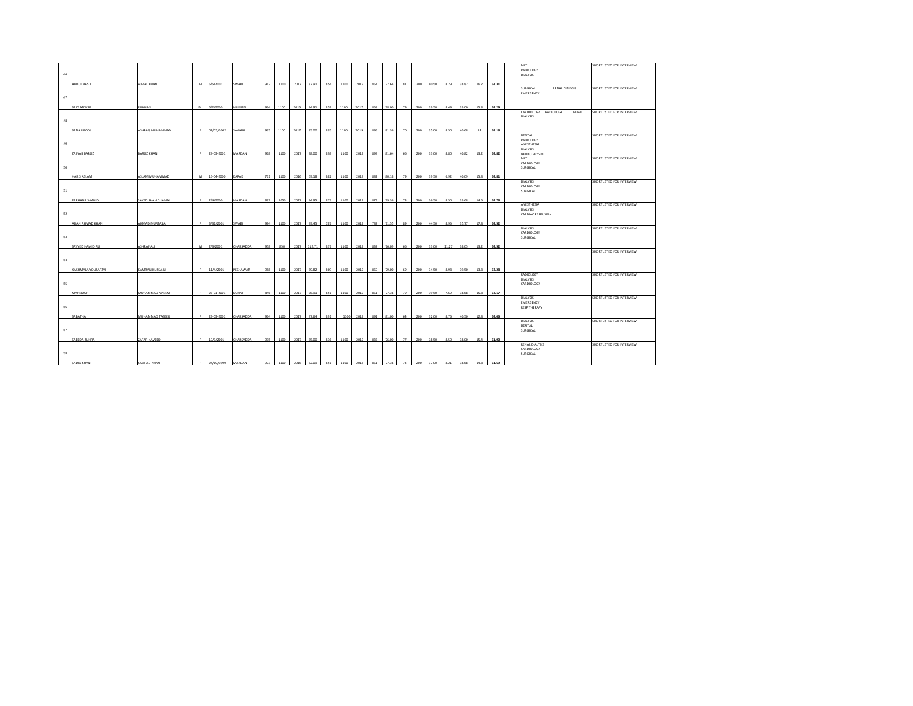| 46 | ABDUL BASIT | AJMAL KHAN | M | 5/5/2001 | SWABI | 912 | 1100 | 2017 | 82.91 | 854 | 1100 | 2019 | 854 | 77.64 | 81 | 200 | 40.50 | 8.29 | 38.82 | 16.2 | 63.31 | | MLT RADIOLOGY DIALYSIS | SHORTLISTED FOR INTERVIEW |
|---|---|---|---|---|---|---|---|---|---|---|---|---|---|---|---|---|---|---|---|---|---|---|---|---|
| 47 | SAID ANWAR | RUKHAN | M | 6/2/2000 | MUMAN | 934 | 1100 | 2015 | 84.91 | 858 | 1100 | 2017 | 858 | 78.00 | 79 | 200 | 39.50 | 8.49 | 39.00 | 15.8 | 63.29 | | SURGICAL RENAL DIALYSIS EMERGENCY | SHORTLISTED FOR INTERVIEW |
| 48 | SANA UROOJ | ASHFAQ MUHAMMAD | F | 02/05/2002 | SAWABI | 935 | 1100 | 2017 | 85.00 | 895 | 1100 | 2019 | 895 | 81.36 | 70 | 200 | 35.00 | 8.50 | 40.68 | 14 | 63.18 | | CARDIOLOGY RADIOLOGY RENAL DIALYSIS | SHORTLISTED FOR INTERVIEW |
| 49 | ZAINAB BAROZ | BAROZ KHAN | F | 28-03-2001 | MARDAN | 968 | 1100 | 2017 | 88.00 | 898 | 1100 | 2019 | 898 | 81.64 | 66 | 200 | 33.00 | 8.80 | 40.82 | 13.2 | 62.82 | | DENTAL RADIOLOGY ANESTHESIA DIALYSIS NEURO PHYSIO | SHORTLISTED FOR INTERVIEW |
| 50 | HARIS ASLAM | ASLAM MUHAMMAD | M | 15-04-2000 | KARAK | 761 | 1100 | 2016 | 69.18 | 882 | 1100 | 2018 | 882 | 80.18 | 79 | 200 | 39.50 | 6.92 | 40.09 | 15.8 | 62.81 | | MLT CARDIOLOGY SURGICAL | SHORTLISTED FOR INTERVIEW |
| 51 | FARHANA SHAHID | SAYED SHAHID JAMAL | F | 2/4/2000 | MARDAN | 892 | 1050 | 2017 | 84.95 | 873 | 1100 | 2019 | 873 | 79.36 | 73 | 200 | 36.50 | 8.50 | 39.68 | 14.6 | 62.78 | | DIALYSIS CARDIOLOGY SURGICAL | SHORTLISTED FOR INTERVIEW |
| 52 | ADAN AHMAD KHAN | AHMAD MURTAZA | F | 3/31/2001 | SWABI | 984 | 1100 | 2017 | 89.45 | 787 | 1100 | 2019 | 787 | 71.55 | 89 | 200 | 44.50 | 8.95 | 35.77 | 17.8 | 62.52 | | ANESTHESIA DIALYSIS CARDIAC PERFUSION | SHORTLISTED FOR INTERVIEW |
| 53 | SAYYED HAMID ALI | ASHRAF ALI | M | 2/3/2001 | CHARSADDA | 958 | 850 | 2017 | 112.71 | 837 | 1100 | 2019 | 837 | 76.09 | 66 | 200 | 33.00 | 11.27 | 38.05 | 13.2 | 62.52 | | DIALYSIS CARDIOLOGY SURGICAL | SHORTLISTED FOR INTERVIEW |
| 54 | KASHMALA YOUSAFZAI | KAMRAN HUSSAIN | F | 11/4/2001 | PESHAWAR | 988 | 1100 | 2017 | 89.82 | 869 | 1100 | 2019 | 869 | 79.00 | 69 | 200 | 34.50 | 8.98 | 39.50 | 13.8 | 62.28 | | | SHORTLISTED FOR INTERVIEW |
| 55 | MAHNOOR | MOHAMMAD NAEEM | F | 25-01-2001 | KOHAT | 846 | 1100 | 2017 | 76.91 | 851 | 1100 | 2019 | 851 | 77.36 | 79 | 200 | 39.50 | 7.69 | 38.68 | 15.8 | 62.17 | | RADIOLOGY DIALYSIS CARDIOLOGY | SHORTLISTED FOR INTERVIEW |
| 56 | SABATHA | MUHAMMAD TASEER | F | 23-03-2001 | CHARSADDA | 964 | 1100 | 2017 | 87.64 | 891 | 1100 | 2019 | 891 | 81.00 | 64 | 200 | 32.00 | 8.76 | 40.50 | 12.8 | 62.06 | | DIALYSIS EMERGENCY RESP THERAPY | SHORTLISTED FOR INTERVIEW |
| 57 | SAEEDA ZUHRA | ZAFAR NAVEED | F | 10/3/2001 | CHARSADDA | 935 | 1100 | 2017 | 85.00 | 836 | 1100 | 2019 | 836 | 76.00 | 77 | 200 | 38.50 | 8.50 | 38.00 | 15.4 | 61.90 | | DIALYSIS DENTAL SURGICAL | SHORTLISTED FOR INTERVIEW |
| 58 | SADIA KHAN | SABZ ALI KHAN | F | 24/10/1999 | MARDAN | 903 | 1100 | 2016 | 82.09 | 851 | 1100 | 2018 | 851 | 77.36 | 74 | 200 | 37.00 | 8.21 | 38.68 | 14.8 | 61.69 | | RENAL DIALYSIS CARDIOLOGY SURGICAL | SHORTLISTED FOR INTERVIEW |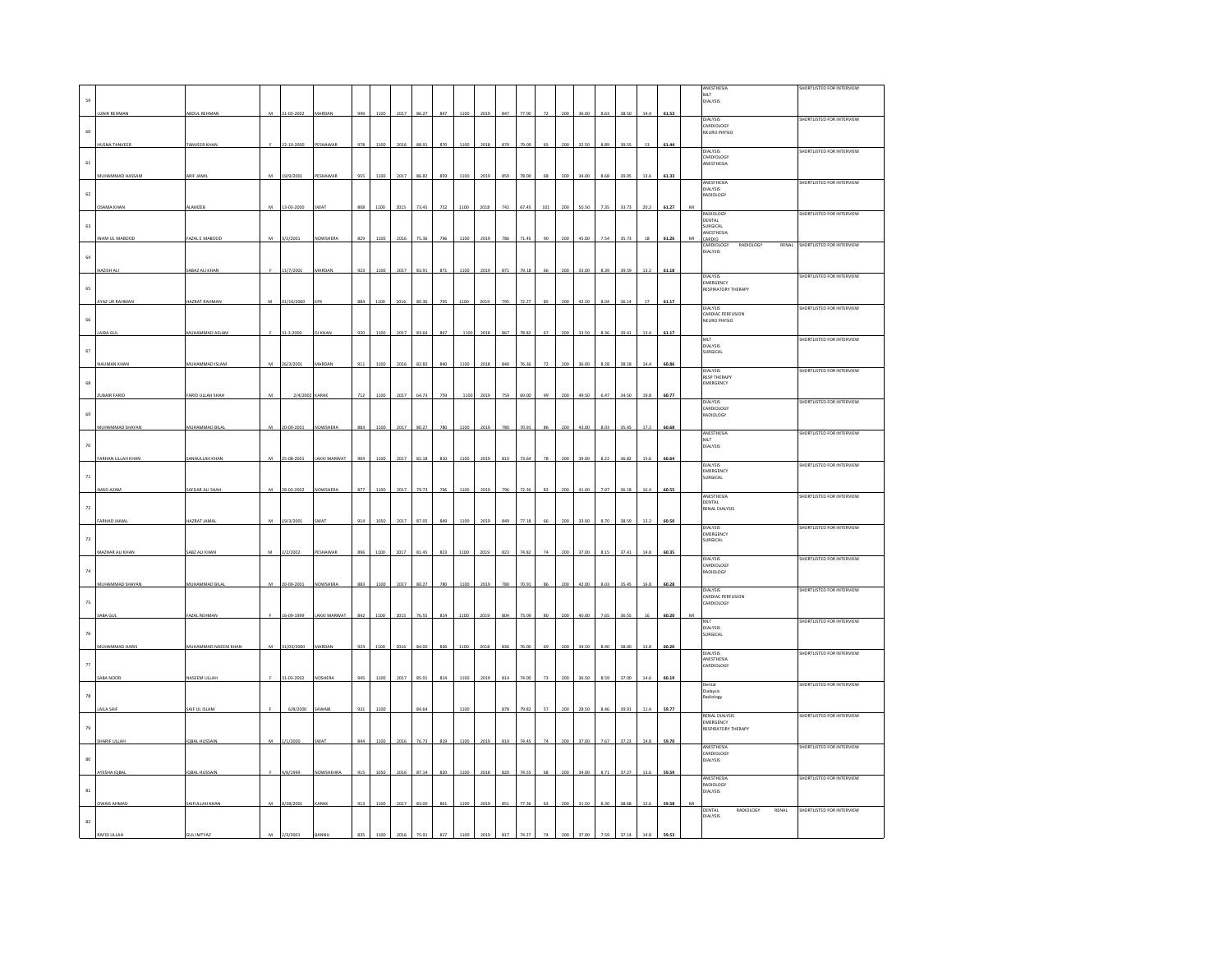| | | | | | | | | | | | | | | | | | | | | | | | | | |
|---|---|---|---|---|---|---|---|---|---|---|---|---|---|---|---|---|---|---|---|---|---|---|---|---|---|
| 59 | UZAIR REHMAN | ABDUL REHMAN | M | 31-03-2002 | MARDAN | 949 | 1100 | 2017 | 86.27 | 847 | 1100 | 2019 | 847 | 77.00 | 72 | 200 | 36.00 | 8.63 | 38.50 | 14.4 | 61.53 | | ANESTHESIA MLT DIALYSIS | SHORTLISTED FOR INTERVIEW |
| 60 | HUSNA TANVEER | TANVEER KHAN | F | 22-10-2000 | PESHAWAR | 978 | 1100 | 2016 | 88.91 | 870 | 1100 | 2018 | 870 | 79.09 | 65 | 200 | 32.50 | 8.89 | 39.55 | 13 | 61.44 | | DIALYSIS CARDIOLOGY NEURO PHYSIO | SHORTLISTED FOR INTERVIEW |
| 61 | MUHAMMAD HASSAM | ARIF JAMIL | M | 19/9/2001 | PESHAWAR | 955 | 1100 | 2017 | 86.82 | 859 | 1100 | 2019 | 859 | 78.09 | 68 | 200 | 34.00 | 8.68 | 39.05 | 13.6 | 61.33 | | DIALYSIS CARDIOLOGY ANESTHESIA | SHORTLISTED FOR INTERVIEW |
| 62 | OSAMA KHAN | ALAMZEB | M | 13-03-2000 | SWAT | 808 | 1100 | 2015 | 73.45 | 752 | 1100 | 2018 | 742 | 67.45 | 101 | 200 | 50.50 | 7.35 | 33.73 | 20.2 | 61.27 | MI | ANESTHESIA DIALYSIS RADIOLOGY | SHORTLISTED FOR INTERVIEW |
| 63 | INAM UL MABOOD | FAZAL E MABOOD | M | 3/2/2001 | NOWSHERA | 829 | 1100 | 2016 | 75.36 | 786 | 1100 | 2019 | 786 | 71.45 | 90 | 200 | 45.00 | 7.54 | 35.73 | 18 | 61.26 | MI | RADIOLOGY DENTAL SURGICAL ANESTHESIA CARDIO | SHORTLISTED FOR INTERVIEW |
| 64 | NAZISH ALI | SABAZ ALI KHAN | F | 11/7/2001 | MARDAN | 923 | 1100 | 2017 | 83.91 | 871 | 1100 | 2019 | 871 | 79.18 | 66 | 200 | 33.00 | 8.39 | 39.59 | 13.2 | 61.18 | | CARDIOLOGY RADIOLOGY RENAL DIALYSIS | SHORTLISTED FOR INTERVIEW |
| 65 | AYAZ UR RAHMAN | HAZRAT RAHMAN | M | 01/10/2000 | KPK | 884 | 1100 | 2016 | 80.36 | 795 | 1100 | 2019 | 795 | 72.27 | 85 | 200 | 42.50 | 8.04 | 36.14 | 17 | 61.17 | | DIALYSIS EMERGENCY RESPIRATORY THERAPY | SHORTLISTED FOR INTERVIEW |
| 66 | LAIBA GUL | MUHAMMAD ASLAM | F | 31-3-2000 | DI KHAN | 920 | 1100 | 2017 | 83.64 | 867 | 1100 | 2018 | 867 | 78.82 | 67 | 200 | 33.50 | 8.36 | 39.41 | 13.4 | 61.17 | | DIALYSIS CARDIAC PERFUSION NEURO PHYSIO | SHORTLISTED FOR INTERVIEW |
| 67 | NAUMAN KHAN | MUHAMMAD ISLAM | M | 26/3/2001 | MARDAN | 911 | 1100 | 2016 | 82.82 | 840 | 1100 | 2018 | 840 | 76.36 | 72 | 200 | 36.00 | 8.28 | 38.18 | 14.4 | 60.86 | | MLT DIALYSIS SURGICAL | SHORTLISTED FOR INTERVIEW |
| 68 | ZUBAIR FARID | FARID ULLAH SHAH | M | 2/4/2002 | KARAK | 712 | 1100 | 2017 | 64.73 | 759 | 1100 | 2019 | 759 | 69.00 | 99 | 200 | 49.50 | 6.47 | 34.50 | 19.8 | 60.77 | | DIALYSIS RESP THERAPY EMERGENCY | SHORTLISTED FOR INTERVIEW |
| 69 | MUHAMMAD SHAYAN | MUHAMMAD BILAL | M | 20-09-2001 | NOWSHERA | 883 | 1100 | 2017 | 80.27 | 780 | 1100 | 2019 | 780 | 70.91 | 86 | 200 | 43.00 | 8.03 | 35.45 | 17.2 | 60.68 | | DIALYSIS CARDIOLOGY RADIOLOGY | SHORTLISTED FOR INTERVIEW |
| 70 | FARHAN ULLAH KHAN | SANAULLAH KHAN | M | 25-08-2001 | LAKKI MARWAT | 904 | 1100 | 2017 | 82.18 | 810 | 1100 | 2019 | 810 | 73.64 | 78 | 200 | 39.00 | 8.22 | 36.82 | 15.6 | 60.64 | | ANESTHESIA MLT DIALYSIS | SHORTLISTED FOR INTERVIEW |
| 71 | IMAD AZAM | SAFDAR ALI SHAH | M | 28-03-2002 | NOWSHERA | 877 | 1100 | 2017 | 79.73 | 796 | 1100 | 2019 | 796 | 72.36 | 82 | 200 | 41.00 | 7.97 | 36.18 | 16.4 | 60.55 | | DIALYSIS EMERGENCY SURGICAL | SHORTLISTED FOR INTERVIEW |
| 72 | FARHAD JAMAL | HAZRAT JAMAL | M | 19/3/2001 | SWAT | 914 | 1050 | 2017 | 87.05 | 849 | 1100 | 2019 | 849 | 77.18 | 66 | 200 | 33.00 | 8.70 | 38.59 | 13.2 | 60.50 | | ANESTHESIA DENTAL RENAL DIALYSIS | SHORTLISTED FOR INTERVIEW |
| 73 | MAZHAR ALI KHAN | SABZ ALI KHAN | M | 2/2/2002 | PESHAWAR | 896 | 1100 | 2017 | 81.45 | 823 | 1100 | 2019 | 823 | 74.82 | 74 | 200 | 37.00 | 8.15 | 37.41 | 14.8 | 60.35 | | DIALYSIS EMERGENCY SURGICAL | SHORTLISTED FOR INTERVIEW |
| 74 | MUHAMMAD SHAYAN | MUHAMMAD BILAL | M | 20-09-2001 | NOWSHERA | 883 | 1100 | 2017 | 80.27 | 780 | 1100 | 2019 | 780 | 70.91 | 86 | 200 | 42.00 | 8.03 | 35.45 | 16.8 | 60.28 | | DIALYSIS CARDIOLOGY RADIOLOGY | SHORTLISTED FOR INTERVIEW |
| 75 | SABA GUL | FAZAL REHMAN | F | 16-09-1999 | LAKKI MARWAT | 842 | 1100 | 2015 | 76.55 | 814 | 1100 | 2019 | 804 | 73.09 | 80 | 200 | 40.00 | 7.65 | 36.55 | 16 | 60.20 | MI | DIALYSIS CARDIAC PERFUSION CARDIOLOGY | SHORTLISTED FOR INTERVIEW |
| 76 | MUHAMMAD HARIS | MUHAMMAD NAEEM KHAN | M | 31/03/2000 | MARDAN | 924 | 1100 | 2016 | 84.00 | 836 | 1100 | 2018 | 836 | 76.00 | 69 | 200 | 34.50 | 8.40 | 38.00 | 13.8 | 60.20 | | MLT DIALYSIS SURGICAL | SHORTLISTED FOR INTERVIEW |
| 77 | SABA NOOR | NASEEM ULLAH | F | 31-03-2002 | NOSHERA | 945 | 1100 | 2017 | 85.91 | 814 | 1100 | 2019 | 814 | 74.00 | 73 | 200 | 36.50 | 8.59 | 37.00 | 14.6 | 60.19 | | DIALYSIS ANESTHESIA CARDIOLOGY | SHORTLISTED FOR INTERVIEW |
| 78 | LAILA SAIF | SAIF UL ISLAM | F | 6/8/2000 | SAWABI | 931 | 1100 | | 84.64 | | 1100 | | 878 | 79.82 | 57 | 200 | 28.50 | 8.46 | 39.91 | 11.4 | 59.77 | | Dental Dialysis Radiology | SHORTLISTED FOR INTERVIEW |
| 79 | SHARIF ULLAH | IQBAL HUSSAIN | M | 1/1/2000 | SWAT | 844 | 1100 | 2016 | 76.73 | 839 | 1100 | 2019 | 819 | 74.45 | 74 | 200 | 37.00 | 7.67 | 37.23 | 14.8 | 59.70 | | RENAL DIALYSIS EMERGENCY RESPIRATORY THERAPY | SHORTLISTED FOR INTERVIEW |
| 80 | AYESHA IQBAL | IQBAL HUSSAIN | F | 4/6/1999 | NOWSHEHRA | 915 | 1050 | 2016 | 87.14 | 820 | 1100 | 2018 | 820 | 74.55 | 68 | 200 | 34.00 | 8.71 | 37.27 | 13.6 | 59.59 | | ANESTHESIA CARDIOLOGY DIALYSIS | SHORTLISTED FOR INTERVIEW |
| 81 | OWAIS AHMAD | SAIFULLAH KHAN | M | 8/28/2001 | KARAK | 913 | 1100 | 2017 | 83.00 | 861 | 1100 | 2019 | 851 | 77.36 | 63 | 200 | 31.50 | 8.30 | 38.68 | 12.6 | 59.58 | MI | ANESTHESIA RADIOLOGY DIALYSIS | SHORTLISTED FOR INTERVIEW |
| 82 | RAFID ULLAH | GUL IMTYAZ | M | 2/3/2001 | BANNU | 835 | 1100 | 2016 | 75.91 | 817 | 1100 | 2019 | 817 | 74.27 | 74 | 200 | 37.00 | 7.59 | 37.14 | 14.8 | 59.53 | | DENTAL RADIOLOGY RENAL DIALYSIS | SHORTLISTED FOR INTERVIEW |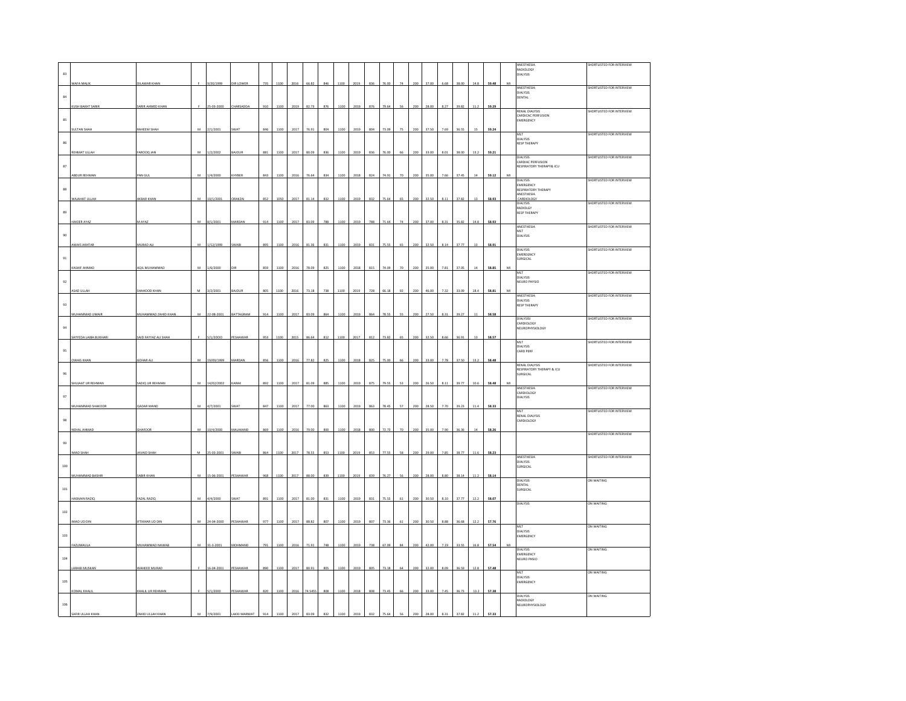| 83 | WAFA MALIK | DILAWAR KHAN | F | 9/20/1999 | DIR LOWER | 735 | 1100 | 2016 | 66.82 | 846 | 1100 | 2019 | 836 | 76.00 | 74 | 200 | 37.00 | 6.68 | 38.00 | 14.8 | 59.48 | MI | ANESTHESIA RADIOLOGY DIALYSIS | SHORTLISTED FOR INTERVIEW |
|---|---|---|---|---|---|---|---|---|---|---|---|---|---|---|---|---|---|---|---|---|---|---|---|---|
| 84 | KUSH BAKHT SABIR | SABIR AHMED KHAN | F | 25-03-2000 | CHARSADDA | 910 | 1100 | 2019 | 82.73 | 876 | 1100 | 2019 | 876 | 79.64 | 56 | 200 | 28.00 | 8.27 | 39.82 | 11.2 | 59.29 | | ANESTHESIA DIALYSIS DENTAL | SHORTLISTED FOR INTERVIEW |
| 85 | SULTAN SHAH | RAHEEM SHAH | M | 2/1/2001 | SWAT | 846 | 1100 | 2017 | 76.91 | 804 | 1100 | 2019 | 804 | 73.09 | 75 | 200 | 37.50 | 7.69 | 36.55 | 15 | 59.24 | | RENAL DIALYSIS CARDIOAC PERFUSION EMERGENCY | SHORTLISTED FOR INTERVIEW |
| 86 | REHMAT ULLAH | FAROOQ JAN | M | 3/2/2002 | BAJOUR | 881 | 1100 | 2017 | 80.09 | 836 | 1100 | 2019 | 836 | 76.00 | 66 | 200 | 33.00 | 8.01 | 38.00 | 13.2 | 59.21 | | MLT DIALYSIS RESP THERAPY | SHORTLISTED FOR INTERVIEW |
| 87 | ABDUR REHMAN | PAN GUL | M | 1/4/2000 | KHYBER | 843 | 1100 | 2016 | 76.64 | 834 | 1100 | 2018 | 824 | 74.91 | 70 | 200 | 35.00 | 7.66 | 37.45 | 14 | 59.12 | MI | DIALYSIS CARDIAC PERFUSION RESPIRATORY THERAPY& ICU | SHORTLISTED FOR INTERVIEW |
| 88 | WAJAHAT ULLAH | AKBAR KHAN | M | 10/1/2001 | ORAKZAI | 852 | 1050 | 2017 | 81.14 | 832 | 1100 | 2019 | 832 | 75.64 | 65 | 200 | 32.50 | 8.11 | 37.82 | 13 | 58.93 | | DIALYSIS EMERGENCY RESPIRATORY THERAPY ANESTHESIA CARDIOLOGY | SHORTLISTED FOR INTERVIEW |
| 89 | HAIDER AYAZ | M AYAZ | M | 8/1/2001 | MARDAN | 914 | 1100 | 2017 | 83.09 | 788 | 1100 | 2019 | 788 | 71.64 | 74 | 200 | 37.00 | 8.31 | 35.82 | 14.8 | 58.93 | | DIALYSIS RADIOLGY RESP THERAPY | SHORTLISTED FOR INTERVIEW |
| 90 | AWAIS AKHTAR | MURAD ALI | M | 1/12/1999 | SWABI | 895 | 1100 | 2016 | 81.36 | 831 | 1100 | 2019 | 831 | 75.55 | 65 | 200 | 32.50 | 8.14 | 37.77 | 13 | 58.91 | | ANESTHESIA MLT DIALYSIS | SHORTLISTED FOR INTERVIEW |
| 91 | KASHIF AHMAD | AQIL MUHAMMAD | M | 1/6/2000 | DIR | 859 | 1100 | 2016 | 78.09 | 825 | 1100 | 2018 | 815 | 74.09 | 70 | 200 | 35.00 | 7.81 | 37.05 | 14 | 58.85 | MI | DIALYSIS EMERGNCY SURGICAL | SHORTLISTED FOR INTERVIEW |
| 92 | ASAD ULLAH | SHAHOOD KHAN | M | 3/2/2001 | BAJOUR | 805 | 1100 | 2016 | 73.18 | 738 | 1100 | 2019 | 728 | 66.18 | 92 | 200 | 46.00 | 7.32 | 33.09 | 18.4 | 58.81 | MI | MLT DIALYSIS NEURO PHYSIO | SHORTLISTED FOR INTERVIEW |
| 93 | MUHAMMAD UMAIR | MUHAMMAD ZAHID KHAN | M | 22-08-2001 | BATTAGRAM | 914 | 1100 | 2017 | 83.09 | 864 | 1100 | 2019 | 864 | 78.55 | 55 | 200 | 27.50 | 8.31 | 39.27 | 11 | 58.58 | | ANESTHESIA DIALYSIS RESP THERAPY | SHORTLISTED FOR INTERVIEW |
| 94 | SAYYEDA LAIBA BUKHARI | SAID FAYYAZ ALI SHAH | F | 5/1/2000 | PESHAWAR | 953 | 1100 | 2015 | 86.64 | 812 | 1100 | 2017 | 812 | 73.82 | 65 | 200 | 32.50 | 8.66 | 36.91 | 13 | 58.57 | | DIALYSIS CARDIOLOGY NEUROPHYSIOLOGY | SHORTLISTED FOR INTERVIEW |
| 95 | OWAIS KHAN | GOHAR ALI | M | 19/09/1999 | MARDAN | 856 | 1100 | 2016 | 77.82 | 825 | 1100 | 2018 | 825 | 75.00 | 66 | 200 | 33.00 | 7.78 | 37.50 | 13.2 | 58.48 | | MLT DIALYSIS CARD PERF | SHORTLISTED FOR INTERVIEW |
| 96 | SHUJAAT UR REHMAN | SADIQ UR REHMAN | M | 14/02/2002 | KARAK | 892 | 1100 | 2017 | 81.09 | 885 | 1100 | 2019 | 875 | 79.55 | 53 | 200 | 26.50 | 8.11 | 39.77 | 10.6 | 58.48 | MI | RENAL DIALYSIS RESPIRATORY THERAPY & ICU SURGICAL | SHORTLISTED FOR INTERVIEW |
| 97 | MUHAMMAD SHAKOOR | QADAR MAND | M | 4/7/2001 | SWAT | 847 | 1100 | 2017 | 77.00 | 863 | 1100 | 2019 | 863 | 78.45 | 57 | 200 | 28.50 | 7.70 | 39.23 | 11.4 | 58.33 | | ANESTHESIA CARDIOLOGY DIALYSIS | SHORTLISTED FOR INTERVIEW |
| 98 | NEHAL AHMAD | GHAFOOR | M | 10/4/2000 | MALAKAND | 869 | 1100 | 2016 | 79.00 | 800 | 1100 | 2018 | 800 | 72.73 | 70 | 200 | 35.00 | 7.90 | 36.36 | 14 | 58.26 | | MLT RENAL DIALYSIS CARDIOLOGY | SHORTLISTED FOR INTERVIEW |
| 99 | IMAD SHAH | JAVAID SHAH | M | 25-03-2001 | SWABI | 864 | 1100 | 2017 | 78.55 | 853 | 1100 | 2019 | 853 | 77.55 | 58 | 200 | 29.00 | 7.85 | 38.77 | 11.6 | 58.23 | | | SHORTLISTED FOR INTERVIEW |
| 100 | MUHAMMAD BASHIR | SABIR KHAN | M | 15-06-2001 | PESHAWAR | 968 | 1100 | 2017 | 88.00 | 839 | 1100 | 2019 | 839 | 76.27 | 56 | 200 | 28.00 | 8.80 | 38.14 | 11.2 | 58.14 | | ANESTHESIA DIALYSIS SURGICAL | SHORTLISTED FOR INTERVIEW |
| 101 | HASNAIN RAZIQ | FAZAL RAZIQ | M | 4/4/2000 | SWAT | 891 | 1100 | 2017 | 81.00 | 831 | 1100 | 2019 | 831 | 75.55 | 61 | 200 | 30.50 | 8.10 | 37.77 | 12.2 | 58.07 | | DIALYSIS DENTAL SURGICAL | ON WAITING |
| 102 | IMAD UD DIN | IFTIKHAR UD DIN | M | 24-04-2000 | PESHAWAR | 977 | 1100 | 2017 | 88.82 | 807 | 1100 | 2019 | 807 | 73.36 | 61 | 200 | 30.50 | 8.88 | 36.68 | 12.2 | 57.76 | | DIALYSIS | ON WAITING |
| 103 | FAZLIMAULA | MUHAMMAD NAWAB | M | 31-3-2001 | MOHMAND | 791 | 1100 | 2016 | 71.91 | 748 | 1100 | 2019 | 738 | 67.09 | 84 | 200 | 42.00 | 7.19 | 33.55 | 16.8 | 57.54 | MI | MLT DIALYSIS EMERGENCY | ON WAITING |
| 104 | LARAIB MUSKAN | WAHEED MURAD | F | 16-04-2001 | PESHAWAR | 890 | 1100 | 2017 | 80.91 | 805 | 1100 | 2019 | 805 | 73.18 | 64 | 200 | 32.00 | 8.09 | 36.59 | 12.8 | 57.48 | | DIALYSIS EMERGENCY NEURO PHSIO | ON WAITING |
| 105 | KOMAL KHALIL | KHALIL UR REHMAN | F | 5/1/2000 | PESHAWAR | 820 | 1100 | 2016 | 74.5455 | 808 | 1100 | 2018 | 808 | 73.45 | 66 | 200 | 33.00 | 7.45 | 36.73 | 13.2 | 57.38 | | MLT DIALYSIS EMERGENCY | ON WAITING |
| 106 | SAFIR ULLAH KHAN | ZAHID ULLAH KHAN | M | 7/9/2001 | LAKKI MARWAT | 914 | 1100 | 2017 | 83.09 | 832 | 1100 | 2019 | 832 | 75.64 | 56 | 200 | 28.00 | 8.31 | 37.82 | 11.2 | 57.33 | | DIALYSIS RADIOLOGY NEUROPHYSIOLOGY | ON WAITING |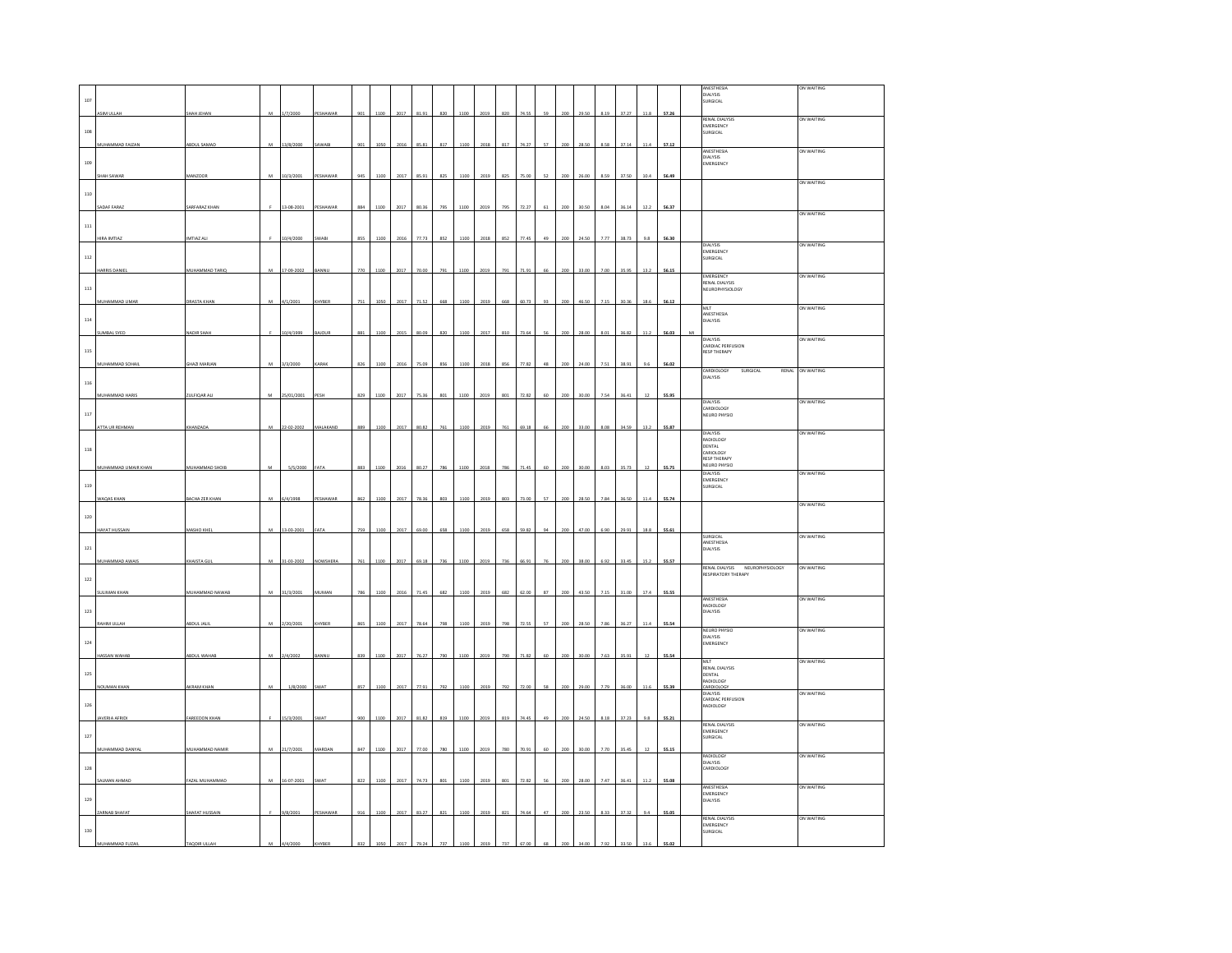| 107 | ASIM ULLAH | SHAH JEHAN | M | 1/7/2000 | PESHAWAR | 901 | 1100 | 2017 | 81.91 | 820 | 1100 | 2019 | 820 | 74.55 | 59 | 200 | 29.50 | 8.19 | 37.27 | 11.8 | 57.26 | | ANESTHESIA DIALYSIS SURGICAL | ON WAITING |
|---|---|---|---|---|---|---|---|---|---|---|---|---|---|---|---|---|---|---|---|---|---|---|---|---|
| 108 | MUHAMMAD FAIZAN | ABDUL SAMAD | M | 13/8/2000 | SAWABI | 901 | 1050 | 2016 | 85.81 | 817 | 1100 | 2018 | 817 | 74.27 | 57 | 200 | 28.50 | 8.58 | 37.14 | 11.4 | 57.12 | | RENAL DIALYSIS EMERGENCY SURGICAL | ON WAITING |
| 109 | SHAH SAWAR | MANZOOR | M | 10/3/2001 | PESHAWAR | 945 | 1100 | 2017 | 85.91 | 825 | 1100 | 2019 | 825 | 75.00 | 52 | 200 | 26.00 | 8.59 | 37.50 | 10.4 | 56.49 | | ANESTHESIA DIALYSIS EMERGENCY | ON WAITING |
| 110 | SADAF FARAZ | SARFARAZ KHAN | F | 13-08-2001 | PESHAWAR | 884 | 1100 | 2017 | 80.36 | 795 | 1100 | 2019 | 795 | 72.27 | 61 | 200 | 30.50 | 8.04 | 36.14 | 12.2 | 56.37 | | | ON WAITING |
| 111 | HIRA IMTIAZ | IMTIAZ ALI | F | 10/4/2000 | SWABI | 855 | 1100 | 2016 | 77.73 | 852 | 1100 | 2018 | 852 | 77.45 | 49 | 200 | 24.50 | 7.77 | 38.73 | 9.8 | 56.30 | | | ON WAITING |
| 112 | HARRIS DANIEL | MUHAMMAD TARIQ | M | 17-09-2002 | BANNU | 770 | 1100 | 2017 | 70.00 | 791 | 1100 | 2019 | 791 | 71.91 | 66 | 200 | 33.00 | 7.00 | 35.95 | 13.2 | 56.15 | | DIALYSIS EMERGENCY SURGICAL | ON WAITING |
| 113 | MUHAMMAD UMAR | DRASTA KHAN | M | 4/1/2001 | KHYBER | 751 | 1050 | 2017 | 71.52 | 668 | 1100 | 2019 | 668 | 60.73 | 93 | 200 | 46.50 | 7.15 | 30.36 | 18.6 | 56.12 | | EMERGENCY RENAL DIALYSIS NEUROPHYSIOLOGY | ON WAITING |
| 114 | SUMBAL SYED | NADIR SHAH | F | 10/4/1999 | BAJOUR | 881 | 1100 | 2015 | 80.09 | 820 | 1100 | 2017 | 810 | 73.64 | 56 | 200 | 28.00 | 8.01 | 36.82 | 11.2 | 56.03 | MI | MLT ANESTHESIA DIALYSIS | ON WAITING |
| 115 | MUHAMMAD SOHAIL | GHAZI MARJAN | M | 3/3/2000 | KARAK | 826 | 1100 | 2016 | 75.09 | 856 | 1100 | 2018 | 856 | 77.82 | 48 | 200 | 24.00 | 7.51 | 38.91 | 9.6 | 56.02 | | DIALYSIS CARDIAC PERFUSION RESP THERAPY | ON WAITING |
| 116 | MUHAMMAD HARIS | ZULFIQAR ALI | M | 25/01/2001 | PESH | 829 | 1100 | 2017 | 75.36 | 801 | 1100 | 2019 | 801 | 72.82 | 60 | 200 | 30.00 | 7.54 | 36.41 | 12 | 55.95 | | CARDIOLOGY SURGICAL RENAL DIALYSIS | ON WAITING |
| 117 | ATTA UR REHMAN | KHANZADA | M | 22-02-2002 | MALAKAND | 889 | 1100 | 2017 | 80.82 | 761 | 1100 | 2019 | 761 | 69.18 | 66 | 200 | 33.00 | 8.08 | 34.59 | 13.2 | 55.87 | | DIALYSIS CARDIOLOGY NEURO PHYSIO | ON WAITING |
| 118 | MUHAMMAD UMAIR KHAN | MUHAMMAD SHOIB | M | 5/5/2000 | FATA | 883 | 1100 | 2016 | 80.27 | 786 | 1100 | 2018 | 786 | 71.45 | 60 | 200 | 30.00 | 8.03 | 35.73 | 12 | 55.75 | | DIALYSIS RADIOLOGY DENTAL CARIOLOGY RESP THERAPY NEURO PHYSIO | ON WAITING |
| 119 | WAQAS KHAN | BACHA ZER KHAN | M | 6/4/1998 | PESHAWAR | 862 | 1100 | 2017 | 78.36 | 803 | 1100 | 2019 | 803 | 73.00 | 57 | 200 | 28.50 | 7.84 | 36.50 | 11.4 | 55.74 | | DIALYSIS EMERGENCY SURGICAL | ON WAITING |
| 120 | HAYAT HUSSAIN | MASHO KHEL | M | 13-03-2001 | FATA | 759 | 1100 | 2017 | 69.00 | 658 | 1100 | 2019 | 658 | 59.82 | 94 | 200 | 47.00 | 6.90 | 29.91 | 18.8 | 55.61 | | | ON WAITING |
| 121 | MUHAMMAD AWAIS | KHAISTA GUL | M | 31-03-2002 | NOWSHERA | 761 | 1100 | 2017 | 69.18 | 736 | 1100 | 2019 | 736 | 66.91 | 76 | 200 | 38.00 | 6.92 | 33.45 | 15.2 | 55.57 | | SURGICAL ANESTHESIA DIALYSIS | ON WAITING |
| 122 | SULIMAN KHAN | MUHAMMAD NAWAB | M | 31/3/2001 | MUMAN | 786 | 1100 | 2016 | 71.45 | 682 | 1100 | 2019 | 682 | 62.00 | 87 | 200 | 43.50 | 7.15 | 31.00 | 17.4 | 55.55 | | RENAL DIALYSIS NEUROPHYSIOLOGY RESPIRATORY THERAPY | ON WAITING |
| 123 | RAHIM ULLAH | ABDUL JALIL | M | 2/20/2001 | KHYBER | 865 | 1100 | 2017 | 78.64 | 798 | 1100 | 2019 | 798 | 72.55 | 57 | 200 | 28.50 | 7.86 | 36.27 | 11.4 | 55.54 | | ANESTHESIA RADIOLOGY DIALYSIS | ON WAITING |
| 124 | HASSAN WAHAB | ABDUL WAHAB | M | 2/4/2002 | BANNU | 839 | 1100 | 2017 | 76.27 | 790 | 1100 | 2019 | 790 | 71.82 | 60 | 200 | 30.00 | 7.63 | 35.91 | 12 | 55.54 | | NEURO PHYSIO DIALYSIS EMERGENCY | ON WAITING |
| 125 | NOUMAN KHAN | AKRAM KHAN | M | 1/8/2000 | SWAT | 857 | 1100 | 2017 | 77.91 | 792 | 1100 | 2019 | 792 | 72.00 | 58 | 200 | 29.00 | 7.79 | 36.00 | 11.6 | 55.39 | | MLT RENAL DIALYSIS DENTAL RADIOLOGY CARDIOLOGY | ON WAITING |
| 126 | JAVERIA AFRIDI | FAREEDON KHAN | F | 15/3/2001 | SWAT | 900 | 1100 | 2017 | 81.82 | 819 | 1100 | 2019 | 819 | 74.45 | 49 | 200 | 24.50 | 8.18 | 37.23 | 9.8 | 55.21 | | DIALYSIS CARDIAC PERFUSION RADIOLOGY | ON WAITING |
| 127 | MUHAMMAD DANYAL | MUHAMMAD NAMIR | M | 21/7/2001 | MARDAN | 847 | 1100 | 2017 | 77.00 | 780 | 1100 | 2019 | 780 | 70.91 | 60 | 200 | 30.00 | 7.70 | 35.45 | 12 | 55.15 | | RENAL DIALYSIS EMERGENCY SURGICAL | ON WAITING |
| 128 | SAMAN AHMAD | FAZAL MUHAMMAD | M | 16-07-2001 | SWAT | 822 | 1100 | 2017 | 74.73 | 801 | 1100 | 2019 | 801 | 72.82 | 56 | 200 | 28.00 | 7.47 | 36.41 | 11.2 | 55.08 | | RADIOLOGY DIALYSIS CARDIOLOGY | ON WAITING |
| 129 | ZARNAB SHAFAT | SHAFAT HUSSAIN | F | 9/8/2001 | PESHAWAR | 916 | 1100 | 2017 | 83.27 | 821 | 1100 | 2019 | 821 | 74.64 | 47 | 200 | 23.50 | 8.33 | 37.32 | 9.4 | 55.05 | | ANESTHESIA EMERGENCY DIALYSIS | ON WAITING |
| 130 | MUHAMMAD FUZAIL | TAQDIR ULLAH | M | 4/4/2000 | KHYBER | 832 | 1050 | 2017 | 79.24 | 737 | 1100 | 2019 | 737 | 67.00 | 68 | 200 | 34.00 | 7.92 | 33.50 | 13.6 | 55.02 | | RENAL DIALYSIS EMERGENCY SURGICAL | ON WAITING |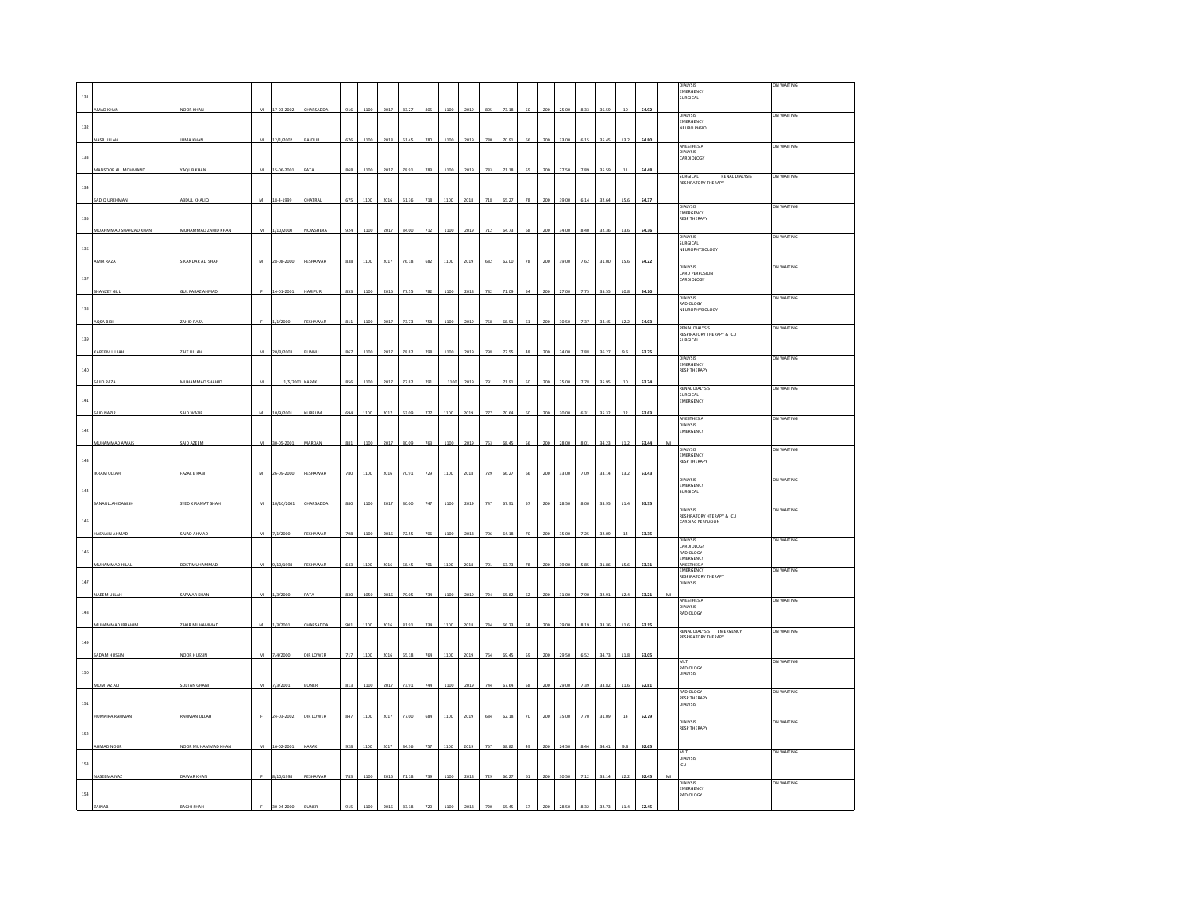| | | | | | | | | | | | | | | | | | | | | | | | | | |
|---|---|---|---|---|---|---|---|---|---|---|---|---|---|---|---|---|---|---|---|---|---|---|---|---|---|
| 131 | AMAD KHAN | NOOR KHAN | M | 17-03-2002 | CHARSADDA | 916 | 1100 | 2017 | 83.27 | 805 | 1100 | 2019 | 805 | 73.18 | 50 | 200 | 25.00 | 8.33 | 36.59 | 10 | 54.92 | | DIALYSIS<br>EMERGENCY<br>SURGICAL | ON WAITING |
| 132 | NASR ULLAH | JUMA KHAN | M | 12/1/2002 | BAJOUR | 676 | 1100 | 2018 | 61.45 | 780 | 1100 | 2019 | 780 | 70.91 | 66 | 200 | 33.00 | 6.15 | 35.45 | 13.2 | 54.80 | | DIALYSIS<br>EMERGENCY<br>NEURO PHSIO | ON WAITING |
| 133 | MANSOOR ALI MOHMAND | YAQUB KHAN | M | 15-06-2001 | FATA | 868 | 1100 | 2017 | 78.91 | 783 | 1100 | 2019 | 783 | 71.18 | 55 | 200 | 27.50 | 7.89 | 35.59 | 11 | 54.48 | | ANESTHESIA<br>DIALYSIS<br>CARDIOLOGY | ON WAITING |
| 134 | SADIQ UREHMAN | ABDUL KHALIQ | M | 18-4-1999 | CHATRAL | 675 | 1100 | 2016 | 61.36 | 718 | 1100 | 2018 | 718 | 65.27 | 78 | 200 | 39.00 | 6.14 | 32.64 | 15.6 | 54.37 | | SURGICAL RENAL DIALYSIS<br>RESPIRATORY THERAPY | ON WAITING |
| 135 | MUHMMAD SHAHZAD KHAN | MUHAMMAD ZAHID KHAN | M | 1/10/2000 | NOWSHERA | 924 | 1100 | 2017 | 84.00 | 712 | 1100 | 2019 | 712 | 64.73 | 68 | 200 | 34.00 | 8.40 | 32.36 | 13.6 | 54.36 | | DIALYSIS<br>EMERGENCY<br>RESP THERAPY | ON WAITING |
| 136 | AMIR RAZA | SIKANDAR ALI SHAH | M | 28-08-2000 | PESHAWAR | 838 | 1100 | 2017 | 76.18 | 682 | 1100 | 2019 | 682 | 62.00 | 78 | 200 | 39.00 | 7.62 | 31.00 | 15.6 | 54.22 | | DIALYSIS<br>SURGICAL<br>NEUROPHYSIOLOGY | ON WAITING |
| 137 | SHANZEY GUL | GUL FARAZ AHMAD | F | 14-01-2001 | HARIPUR | 853 | 1100 | 2016 | 77.55 | 782 | 1100 | 2018 | 782 | 71.09 | 54 | 200 | 27.00 | 7.75 | 35.55 | 10.8 | 54.10 | | DIALYSIS<br>CARD PERFUSION<br>CARDIOLOGY | ON WAITING |
| 138 | AQSA BIBI | ZAHID RAZA | F | 1/1/2000 | PESHAWAR | 811 | 1100 | 2017 | 73.73 | 758 | 1100 | 2019 | 758 | 68.91 | 61 | 200 | 30.50 | 7.37 | 34.45 | 12.2 | 54.03 | | DIALYSIS<br>RADIOLOGY<br>NEUROPHYSIOLOGY | ON WAITING |
| 139 | KAREEM ULLAH | ZAIT ULLAH | M | 20/3/2003 | BUNNU | 867 | 1100 | 2017 | 78.82 | 798 | 1100 | 2019 | 798 | 72.55 | 48 | 200 | 24.00 | 7.88 | 36.27 | 9.6 | 53.75 | | RENAL DIALYSIS<br>RESPIRATORY THERAPY & ICU<br>SURGICAL | ON WAITING |
| 140 | SAJID RAZA | MUHAMMAD SHAHID | M | 1/5/2001 | KARAK | 856 | 1100 | 2017 | 77.82 | 791 | 1100 | 2019 | 791 | 71.91 | 50 | 200 | 25.00 | 7.78 | 35.95 | 10 | 53.74 | | DIALYSIS<br>EMERGENCY<br>RESP THERAPY | ON WAITING |
| 141 | SAID NAZIR | SAID WAZIR | M | 10/9/2001 | KURRUM | 694 | 1100 | 2017 | 63.09 | 777 | 1100 | 2019 | 777 | 70.64 | 60 | 200 | 30.00 | 6.31 | 35.32 | 12 | 53.63 | | RENAL DIALYSIS<br>SURGICAL<br>EMERGENCY | ON WAITING |
| 142 | MUHAMMAD AWAIS | SAID AZEEM | M | 30-05-2001 | MARDAN | 881 | 1100 | 2017 | 80.09 | 763 | 1100 | 2019 | 753 | 68.45 | 56 | 200 | 28.00 | 8.01 | 34.23 | 11.2 | 53.44 | MI | ANESTHESIA<br>DIALYSIS<br>EMERGENCY | ON WAITING |
| 143 | IKRAM ULLAH | FAZAL E RABI | M | 26-09-2000 | PESHAWAR | 780 | 1100 | 2016 | 70.91 | 729 | 1100 | 2018 | 729 | 66.27 | 66 | 200 | 33.00 | 7.09 | 33.14 | 13.2 | 53.43 | | DIALYSIS<br>EMERGENCY<br>RESP THERAPY | ON WAITING |
| 144 | SANAULLAH DANISH | SYED KIRAMAT SHAH | M | 10/10/2001 | CHARSADDA | 880 | 1100 | 2017 | 80.00 | 747 | 1100 | 2019 | 747 | 67.91 | 57 | 200 | 28.50 | 8.00 | 33.95 | 11.4 | 53.35 | | DIALYSIS<br>EMERGENCY<br>SURGICAL | ON WAITING |
| 145 | HASNAIN AHMAD | SAJAD AHMAD | M | 7/1/2000 | PESHAWAR | 798 | 1100 | 2016 | 72.55 | 706 | 1100 | 2018 | 706 | 64.18 | 70 | 200 | 35.00 | 7.25 | 32.09 | 14 | 53.35 | | DIALYSIS<br>RESPIRATORY HTERAPY & ICU<br>CARDIAC PERFUSION | ON WAITING |
| 146 | MUHAMMAD HILAL | DOST MUHAMMAD | M | 9/10/1998 | PESHAWAR | 643 | 1100 | 2016 | 58.45 | 701 | 1100 | 2018 | 701 | 63.73 | 78 | 200 | 39.00 | 5.85 | 31.86 | 15.6 | 53.31 | | DIALYSIS<br>CARDIOLOGY<br>RADIOLOGY<br>EMERGENCY<br>ANESTHESIA | ON WAITING |
| 147 | NAEEM ULLAH | SARWAR KHAN | M | 1/3/2000 | FATA | 830 | 1050 | 2016 | 79.05 | 734 | 1100 | 2019 | 724 | 65.82 | 62 | 200 | 31.00 | 7.90 | 32.91 | 12.4 | 53.21 | MI | EMERGENCY<br>RESPIRATORY THERAPY<br>DIALYSIS | ON WAITING |
| 148 | MUHAMMAD IBRAHIM | ZAKIR MUHAMMAD | M | 1/3/2001 | CHARSADDA | 901 | 1100 | 2016 | 81.91 | 734 | 1100 | 2018 | 734 | 66.73 | 58 | 200 | 29.00 | 8.19 | 33.36 | 11.6 | 53.15 | | ANESTHESIA<br>DIALYSIS<br>RADIOLOGY | ON WAITING |
| 149 | SADAM HUSSIN | NOOR HUSSIN | M | 7/4/2000 | DIR LOWER | 717 | 1100 | 2016 | 65.18 | 764 | 1100 | 2019 | 764 | 69.45 | 59 | 200 | 29.50 | 6.52 | 34.73 | 11.8 | 53.05 | | RENAL DIALYSIS EMERGENCY<br>RESPIRATORY THERAPY | ON WAITING |
| 150 | MUMTAZ ALI | SULTAN GHANI | M | 7/3/2001 | BUNER | 813 | 1100 | 2017 | 73.91 | 744 | 1100 | 2019 | 744 | 67.64 | 58 | 200 | 29.00 | 7.39 | 33.82 | 11.6 | 52.81 | | MLT<br>RADIOLOGY<br>DIALYSIS | ON WAITING |
| 151 | HUMAIRA RAHMAN | RAHMAN ULLAH | F | 24-03-2002 | DIR LOWER | 847 | 1100 | 2017 | 77.00 | 684 | 1100 | 2019 | 684 | 62.18 | 70 | 200 | 35.00 | 7.70 | 31.09 | 14 | 52.79 | | RADIOLOGY<br>RESP THERAPY<br>DIALYSIS | ON WAITING |
| 152 | AHMAD NOOR | NOOR MUHAMMAD KHAN | M | 16-02-2001 | KARAK | 928 | 1100 | 2017 | 84.36 | 757 | 1100 | 2019 | 757 | 68.82 | 49 | 200 | 24.50 | 8.44 | 34.41 | 9.8 | 52.65 | | DIALYSIS<br>RESP THERAPY | ON WAITING |
| 153 | NASEEMA NAZ | DAWAR KHAN | F | 8/10/1998 | PESHAWAR | 783 | 1100 | 2016 | 71.18 | 739 | 1100 | 2018 | 729 | 66.27 | 61 | 200 | 30.50 | 7.12 | 33.14 | 12.2 | 52.45 | MI | MLT<br>DIALYSIS<br>ICU | ON WAITING |
| 154 | ZAINAB | BAGHI SHAH | F | 30-04-2000 | BUNER | 915 | 1100 | 2016 | 83.18 | 720 | 1100 | 2018 | 720 | 65.45 | 57 | 200 | 28.50 | 8.32 | 32.73 | 11.4 | 52.45 | | DIALYSIS<br>EMERGENCY<br>RADIOLOGY | ON WAITING |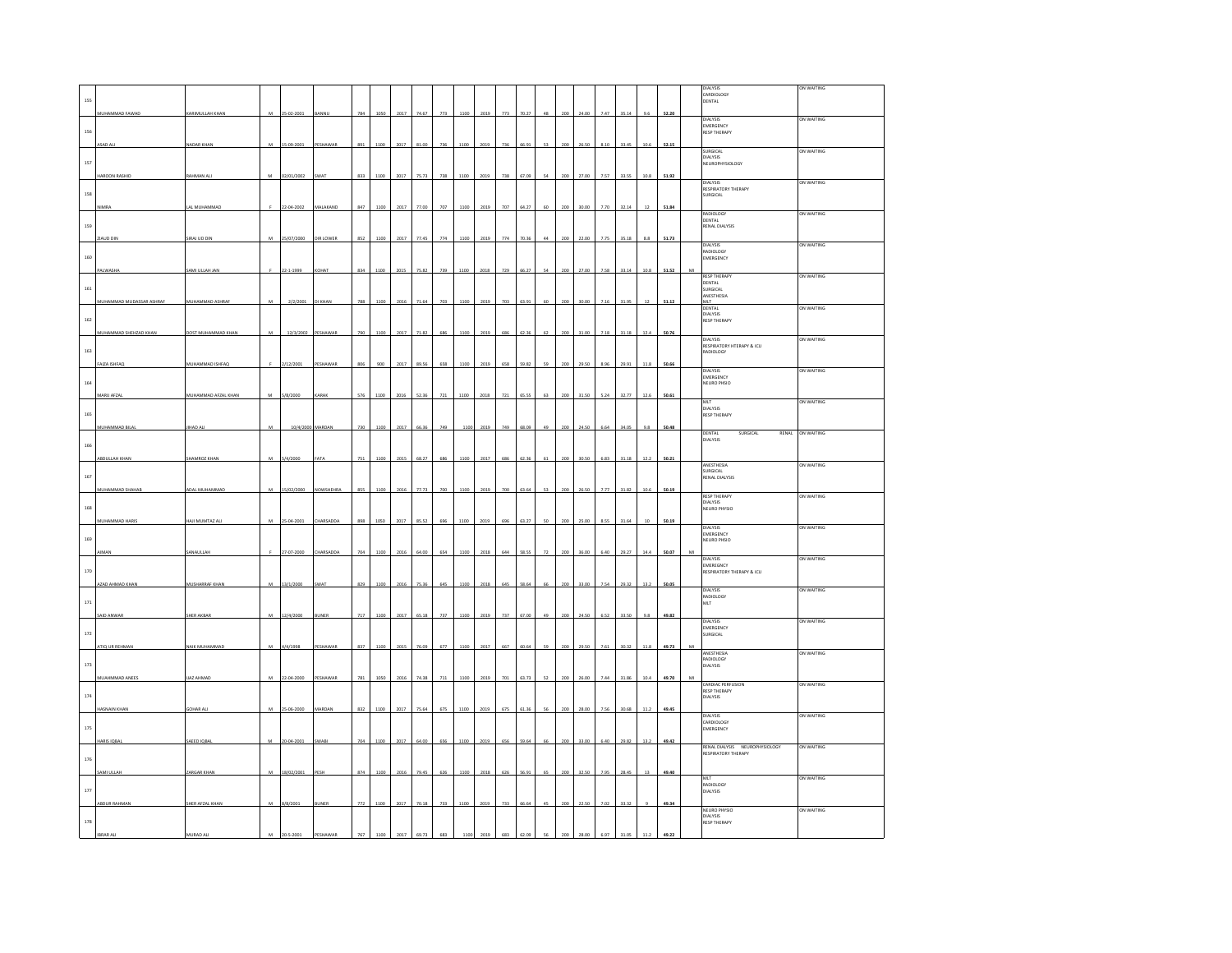| | | | | | | | | | | | | | | | | | | | | | | | | | |
|---|---|---|---|---|---|---|---|---|---|---|---|---|---|---|---|---|---|---|---|---|---|---|---|---|---|
| 155 | MUHAMMAD FAWAD | KARIMULLAH KHAN | M | 25-02-2001 | BANNU | 784 | 1050 | 2017 | 74.67 | 773 | 1100 | 2019 | 773 | 70.27 | 48 | 200 | 24.00 | 7.47 | 35.14 | 9.6 | 52.20 | | DIALYSIS CARDIOLOGY DENTAL | ON WAITING |
| 156 | ASAD ALI | NADAR KHAN | M | 15-09-2001 | PESHAWAR | 891 | 1100 | 2017 | 81.00 | 736 | 1100 | 2019 | 736 | 66.91 | 53 | 200 | 26.50 | 8.10 | 33.45 | 10.6 | 52.15 | | DIALYSIS EMERGENCY RESP THERAPY | ON WAITING |
| 157 | HAROON RASHID | RAHMAN ALI | M | 02/01/2002 | SWAT | 833 | 1100 | 2017 | 75.73 | 738 | 1100 | 2019 | 738 | 67.09 | 54 | 200 | 27.00 | 7.57 | 33.55 | 10.8 | 51.92 | | SURGICAL DIALYSIS NEUROPHYSIOLOGY | ON WAITING |
| 158 | NIMRA | LAL MUHAMMAD | F | 22-04-2002 | MALAKAND | 847 | 1100 | 2017 | 77.00 | 707 | 1100 | 2019 | 707 | 64.27 | 60 | 200 | 30.00 | 7.70 | 32.14 | 12 | 51.84 | | DIALYSIS RESPIRATORY THERAPY SURGICAL | ON WAITING |
| 159 | ZIAUD DIN | SIRAJ UD DIN | M | 25/07/2000 | DIR LOWER | 852 | 1100 | 2017 | 77.45 | 774 | 1100 | 2019 | 774 | 70.36 | 44 | 200 | 22.00 | 7.75 | 35.18 | 8.8 | 51.73 | | RADIOLOGY DENTAL RENAL DIALYSIS | ON WAITING |
| 160 | PALWASHA | SAMI ULLAH JAN | F | 22-1-1999 | KOHAT | 834 | 1100 | 2015 | 75.82 | 739 | 1100 | 2018 | 729 | 66.27 | 54 | 200 | 27.00 | 7.58 | 33.14 | 10.8 | 51.52 | MI | DIALYSIS RADIOLOGY EMERGENCY | ON WAITING |
| 161 | MUHAMMAD MUDASSAR ASHRAF | MUHAMMAD ASHRAF | M | 2/2/2001 | DI KHAN | 788 | 1100 | 2016 | 71.64 | 703 | 1100 | 2019 | 703 | 63.91 | 60 | 200 | 30.00 | 7.16 | 31.95 | 12 | 51.12 | | RESP THERAPY DENTAL SURGICAL ANESTHESIA MLT | ON WAITING |
| 162 | MUHAMMAD SHEHZAD KHAN | DOST MUHAMMAD KHAN | M | 12/3/2002 | PESHAWAR | 790 | 1100 | 2017 | 71.82 | 686 | 1100 | 2019 | 686 | 62.36 | 62 | 200 | 31.00 | 7.18 | 31.18 | 12.4 | 50.76 | | DENTAL DIALYSIS RESP THERAPY | ON WAITING |
| 163 | FAIZA ISHFAQ | MUHAMMAD ISHFAQ | F | 2/12/2001 | PESHAWAR | 806 | 900 | 2017 | 89.56 | 658 | 1100 | 2019 | 658 | 59.82 | 59 | 200 | 29.50 | 8.96 | 29.91 | 11.8 | 50.66 | | DIALYSIS RESPIRATORY HTERAPY & ICU RADIOLOGY | ON WAITING |
| 164 | MARIJ AFZAL | MUHAMMAD AFZAL KHAN | M | 5/8/2000 | KARAK | 576 | 1100 | 2016 | 52.36 | 721 | 1100 | 2018 | 721 | 65.55 | 63 | 200 | 31.50 | 5.24 | 32.77 | 12.6 | 50.61 | | DIALYSIS EMERGENCY NEURO PHSIO | ON WAITING |
| 165 | MUHAMMAD BILAL | JIHAD ALI | M | 10/4/2000 | MARDAN | 730 | 1100 | 2017 | 66.36 | 749 | 1100 | 2019 | 749 | 68.09 | 49 | 200 | 24.50 | 6.64 | 34.05 | 9.8 | 50.48 | | MLT DIALYSIS RESP THERAPY | ON WAITING |
| 166 | ABDULLAH KHAN | SHAMROZ KHAN | M | 5/4/2000 | FATA | 751 | 1100 | 2015 | 68.27 | 686 | 1100 | 2017 | 686 | 62.36 | 61 | 200 | 30.50 | 6.83 | 31.18 | 12.2 | 50.21 | | DENTAL SURGICAL RENAL DIALYSIS | ON WAITING |
| 167 | MUHAMMAD SHAHAB | ADAL MUHAMMAD | M | 15/02/2000 | NOWSHEHRA | 855 | 1100 | 2016 | 77.73 | 700 | 1100 | 2019 | 700 | 63.64 | 53 | 200 | 26.50 | 7.77 | 31.82 | 10.6 | 50.19 | | ANESTHESIA SURGICAL RENAL DIALYSIS | ON WAITING |
| 168 | MUHAMMAD HARIS | HAJI MUMTAZ ALI | M | 25-04-2001 | CHARSADDA | 898 | 1050 | 2017 | 85.52 | 696 | 1100 | 2019 | 696 | 63.27 | 50 | 200 | 25.00 | 8.55 | 31.64 | 10 | 50.19 | | RESP THERAPY DIALYSIS NEURO PHYSIO | ON WAITING |
| 169 | AIMAN | SANAULLAH | F | 27-07-2000 | CHARSADDA | 704 | 1100 | 2016 | 64.00 | 654 | 1100 | 2018 | 644 | 58.55 | 72 | 200 | 36.00 | 6.40 | 29.27 | 14.4 | 50.07 | MI | DIALYSIS EMERGENCY NEURO PHSIO | ON WAITING |
| 170 | AZAD AHMAD KHAN | MUSHARRAF KHAN | M | 13/1/2000 | SWAT | 829 | 1100 | 2016 | 75.36 | 645 | 1100 | 2018 | 645 | 58.64 | 66 | 200 | 33.00 | 7.54 | 29.32 | 13.2 | 50.05 | | DIALYSIS EMEREGNCY RESPIRATORY THERAPY & ICU | ON WAITING |
| 171 | SAID ANWAR | SHER AKBAR | M | 12/4/2000 | BUNER | 717 | 1100 | 2017 | 65.18 | 737 | 1100 | 2019 | 737 | 67.00 | 49 | 200 | 24.50 | 6.52 | 33.50 | 9.8 | 49.82 | | DIALYSIS RADIOLOGY MLT | ON WAITING |
| 172 | ATIQ UR REHMAN | NAIK MUHAMMAD | M | 4/4/1998 | PESHAWAR | 837 | 1100 | 2015 | 76.09 | 677 | 1100 | 2017 | 667 | 60.64 | 59 | 200 | 29.50 | 7.61 | 30.32 | 11.8 | 49.73 | MI | DIALYSIS EMERGENCY SURGICAL | ON WAITING |
| 173 | MUAHMMAD ANEES | IJAZ AHMAD | M | 22-04-2000 | PESHAWAR | 781 | 1050 | 2016 | 74.38 | 711 | 1100 | 2019 | 701 | 63.73 | 52 | 200 | 26.00 | 7.44 | 31.86 | 10.4 | 49.70 | MI | ANESTHESIA RADIOLOGY DIALYSIS | ON WAITING |
| 174 | HASNAIN KHAN | GOHAR ALI | M | 25-06-2000 | MARDAN | 832 | 1100 | 2017 | 75.64 | 675 | 1100 | 2019 | 675 | 61.36 | 56 | 200 | 28.00 | 7.56 | 30.68 | 11.2 | 49.45 | | CARDIAC PERFUSION RESP THERAPY DIALYSIS | ON WAITING |
| 175 | HARIS IQBAL | SAEED IQBAL | M | 20-04-2001 | SWABI | 704 | 1100 | 2017 | 64.00 | 656 | 1100 | 2019 | 656 | 59.64 | 66 | 200 | 33.00 | 6.40 | 29.82 | 13.2 | 49.42 | | DIALYSIS CARDIOLOGY EMERGENCY | ON WAITING |
| 176 | SAMI ULLAH | ZARGAR KHAN | M | 18/02/2001 | PESH | 874 | 1100 | 2016 | 79.45 | 626 | 1100 | 2018 | 626 | 56.91 | 65 | 200 | 32.50 | 7.95 | 28.45 | 13 | 49.40 | | RENAL DIALYSIS NEUROPHYSIOLOGY RESPIRATORY THERAPY | ON WAITING |
| 177 | ABDUR RAHMAN | SHER AFZAL KHAN | M | 8/8/2001 | BUNER | 772 | 1100 | 2017 | 70.18 | 733 | 1100 | 2019 | 733 | 66.64 | 45 | 200 | 22.50 | 7.02 | 33.32 | 9 | 49.34 | | MLT RADIOLOGY DIALYSIS | ON WAITING |
| 178 | IBRAR ALI | MURAD ALI | M | 20-5-2001 | PESHAWAR | 767 | 1100 | 2017 | 69.73 | 683 | 1100 | 2019 | 683 | 62.09 | 56 | 200 | 28.00 | 6.97 | 31.05 | 11.2 | 49.22 | | NEURO PHYSIO DIALYSIS RESP THERAPY | ON WAITING |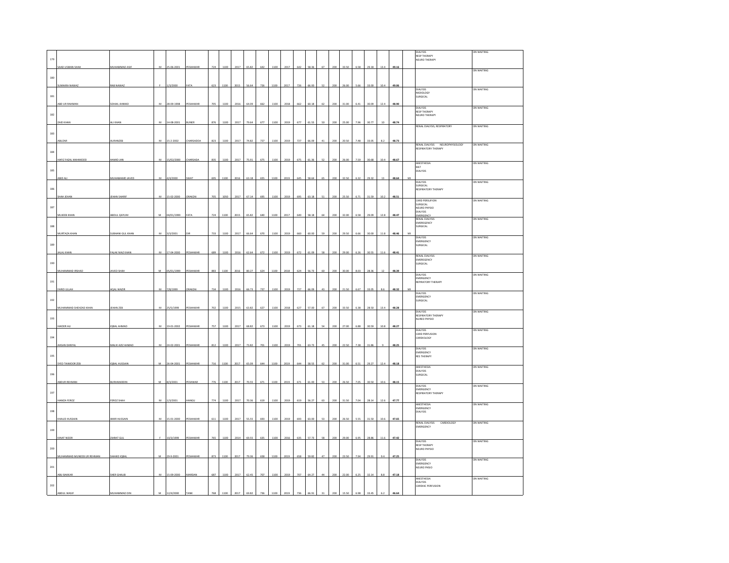| | | | | | | | | | | | | | | | | | | | | | | | | | |
|---|---|---|---|---|---|---|---|---|---|---|---|---|---|---|---|---|---|---|---|---|---|---|---|---|---|
| 179 | SAAD USMAN SHAH | MUHAMMAD ASIF | M | 25-06-2001 | PESHAWAR | 724 | 1100 | 2017 | 65.82 | 642 | 1100 | 2017 | 642 | 58.36 | 67 | 200 | 33.50 | 6.58 | 29.18 | 13.4 | 49.16 | | DIALYSIS<br>RESP THERAPY<br>NEURO THERAPY | | ON WAITING |
| 180 | SUMAIRA NAWAZ | RAB NAWAZ | F | 1/3/2000 | FATA | 623 | 1100 | 2015 | 56.64 | 726 | 1100 | 2017 | 726 | 66.00 | 52 | 200 | 26.00 | 5.66 | 33.00 | 10.4 | 49.06 | | | | ON WAITING |
| 181 | ABD UR RAHMAN | SOHAIL AHMAD | M | 28-09-1998 | PESHAWAR | 705 | 1100 | 2016 | 64.09 | 662 | 1100 | 2018 | 662 | 60.18 | 62 | 200 | 31.00 | 6.41 | 30.09 | 12.4 | 48.90 | | DIALYSIS<br>RADIOLOGY<br>SURGICAL | | ON WAITING |
| 182 | ZAID KHAN | ALI KHAN | M | 14-08-2001 | BUNER | 876 | 1100 | 2017 | 79.64 | 677 | 1100 | 2019 | 677 | 61.55 | 50 | 200 | 25.00 | 7.96 | 30.77 | 10 | 48.74 | | DIALYSIS<br>RESP THERAPY<br>NEURO THERAPY | | ON WAITING |
| 183 | ABUZAR | AURANZEB | M | 15-2-2002 | CHARSADDA | 823 | 1100 | 2017 | 74.82 | 727 | 1100 | 2019 | 727 | 66.09 | 41 | 200 | 20.50 | 7.48 | 33.05 | 8.2 | 48.73 | | RENAL DIALYSIS, RESPIRATORY | | ON WAITING |
| 184 | HAFIZ FAZAL MAHMOOD | HAMID JAN | M | 15/02/2000 | CHARSADA | 835 | 1100 | 2017 | 75.91 | 675 | 1100 | 2019 | 675 | 61.36 | 52 | 200 | 26.00 | 7.59 | 30.68 | 10.4 | 48.67 | | RENAL DIALYSIS NEUROPHYSIOLOGY<br>RESPIRATORY THERAPY | | ON WAITING |
| 185 | ABID ALI | MUHAMAMD JAVED | M | 4/4/2000 | SWAT | 695 | 1100 | 2016 | 63.18 | 655 | 1100 | 2019 | 645 | 58.64 | 65 | 200 | 32.50 | 6.32 | 29.32 | 13 | 48.64 | MI | ANESTHESIA<br>MLT<br>DIALYSIS | | ON WAITING |
| 186 | SHAH JEHAN | JEHAN SHARIF | M | 15-02-2000 | ORAKZAI | 705 | 1050 | 2017 | 67.14 | 695 | 1100 | 2019 | 695 | 63.18 | 51 | 200 | 25.50 | 6.71 | 31.59 | 10.2 | 48.51 | | DIALYSIS<br>SURGICAL<br>RESPIRATORY THERAPY | | ON WAITING |
| 187 | MUJEEB KHAN | ABDUL QAYUM | M | 04/01/1999 | FATA | 724 | 1100 | 2015 | 65.82 | 640 | 1100 | 2017 | 640 | 58.18 | 64 | 200 | 32.00 | 6.58 | 29.09 | 12.8 | 48.47 | | CARD PERSUFION<br>SURGICAL<br>NEURO PHYSIO<br>DIALYSIS<br>EMERGENCY | | ON WAITING |
| 188 | MURTAZA KHAN | SUBHANI GUL KHAN | M | 3/3/2001 | DIR | 733 | 1100 | 2017 | 66.64 | 670 | 1100 | 2019 | 660 | 60.00 | 59 | 200 | 29.50 | 6.66 | 30.00 | 11.8 | 48.46 | MI | RENAL DIALYSIS<br>EMERGENCY<br>SURGICAL | | ON WAITING |
| 189 | JALAL KHAN | FALAK NIAZ KHAN | M | 17-04-2000 | PESHAWAR | 689 | 1100 | 2016 | 62.64 | 672 | 1100 | 2019 | 672 | 61.09 | 58 | 200 | 29.00 | 6.26 | 30.55 | 11.6 | 48.41 | | DIALYSIS<br>EMERGENCY<br>SURGICAL | | ON WAITING |
| 190 | MUHAMMAD IRSHAD | JAVED SHAH | M | 05/01/1999 | PESHAWAR | 883 | 1100 | 2016 | 80.27 | 624 | 1100 | 2018 | 624 | 56.73 | 60 | 200 | 30.00 | 8.03 | 28.36 | 12 | 48.39 | | RENAL DIALYSIS<br>EMEREGENCY<br>SURGICAL | | ON WAITING |
| 191 | FARID ULLAH | AQAL WAZIR | M | 7/8/1999 | ORAKZAI | 734 | 1100 | 2016 | 66.73 | 737 | 1100 | 2019 | 727 | 66.09 | 43 | 200 | 21.50 | 6.67 | 33.05 | 8.6 | 48.32 | MI | DIALYSIS<br>EMERGENCY<br>REPIRATORY THERAPY | | ON WAITING |
| 192 | MUHAMMAD SHEHZAD KHAN | JEHAN ZEB | M | 25/5/1999 | PESHAWAR | 702 | 1100 | 2015 | 63.82 | 627 | 1100 | 2018 | 627 | 57.00 | 67 | 200 | 33.50 | 6.38 | 28.50 | 13.4 | 48.28 | | DIALYSIS<br>EMERGENCY<br>SURGICAL | | ON WAITING |
| 193 | HAIDER ALI | IQBAL AHMAD | M | 19-01-2002 | PESHAWAR | 757 | 1100 | 2017 | 68.82 | 673 | 1100 | 2019 | 673 | 61.18 | 54 | 200 | 27.00 | 6.88 | 30.59 | 10.8 | 48.27 | | DIALYSIS<br>RESPIRATORY THERAPY<br>NUREO PHYSIO | | ON WAITING |
| 194 | AHSAN DANYAL | MALIK AZIZ AHMAD | M | 24-02-2001 | PESHAWAR | 812 | 1100 | 2017 | 73.82 | 701 | 1100 | 2019 | 701 | 63.73 | 45 | 200 | 22.50 | 7.38 | 31.86 | 9 | 48.25 | | DIALYSIS<br>CARD PERFUSION<br>CARDIOLOGY | | ON WAITING |
| 195 | SYED TAIMOOR ZEB | IQBAL HUSSAIN | M | 26-04-2001 | PESHAWAR | 716 | 1100 | 2017 | 65.09 | 644 | 1100 | 2019 | 644 | 58.55 | 62 | 200 | 31.00 | 6.51 | 29.27 | 12.4 | 48.18 | | DIALYSIS<br>EMERGENCY<br>RES THERAPY | | ON WAITING |
| 196 | ABDUR REHMAN | BURHANIDDIN | M | 8/3/2001 | PESHWAR | 776 | 1100 | 2017 | 70.55 | 671 | 1100 | 2019 | 671 | 61.00 | 53 | 200 | 26.50 | 7.05 | 30.50 | 10.6 | 48.15 | | ANESTHESIA<br>DIALYSIS<br>SURGICAL | | ON WAITING |
| 197 | HAMZA FEROZ | FEROZ SHAH | M | 1/3/2001 | HANGU | 774 | 1100 | 2017 | 70.36 | 619 | 1100 | 2019 | 619 | 56.27 | 63 | 200 | 31.50 | 7.04 | 28.14 | 12.6 | 47.77 | | DIALYSIS<br>EMERGENCY<br>RESPIRATORY THERAPY | | ON WAITING |
| 198 | KHALID HUSSAIN | AMIR HUSSAIN | M | 15-01-2000 | PESHAWAR | 611 | 1100 | 2017 | 55.55 | 693 | 1100 | 2019 | 693 | 63.00 | 53 | 200 | 26.50 | 5.55 | 31.50 | 10.6 | 47.65 | | ANESTHESIA<br>EMERGENCY<br>DIALYSIS | | ON WAITING |
| 199 | KINAT NOOR | ZIARAT GUL | F | 10/3/1999 | PESHAWAR | 765 | 1100 | 2014 | 69.55 | 635 | 1100 | 2016 | 635 | 57.73 | 58 | 200 | 29.00 | 6.95 | 28.86 | 11.6 | 47.42 | | RENAL DIALYSIS CARDIOLOGY<br>EMERGENCY | | ON WAITING |
| 200 | MUHAMMAD MUNEEB UR REHMAN | SHAHID IQBAL | M | 29-9-2001 | PESHAWAR | 873 | 1100 | 2017 | 79.36 | 658 | 1100 | 2019 | 658 | 59.82 | 47 | 200 | 23.50 | 7.94 | 29.91 | 9.4 | 47.25 | | DIALYSIS<br>RESP THERAPY<br>NEURO PHYSIO | | ON WAITING |
| 201 | ABU BAKKAR | SHER GHALIB | M | 15-09-2000 | MARDAN | 687 | 1100 | 2017 | 62.45 | 707 | 1100 | 2019 | 707 | 64.27 | 44 | 200 | 22.00 | 6.25 | 32.14 | 8.8 | 47.18 | | DIALYSIS<br>EMERGENCY<br>NEURO PHSIO | | ON WAITING |
| 202 | ABDUL WASIF | MUHAMMAD DIN | M | 12/4/2000 | TANK | 768 | 1100 | 2017 | 69.82 | 736 | 1100 | 2019 | 736 | 66.91 | 31 | 200 | 15.50 | 6.98 | 33.45 | 6.2 | 46.64 | | ANESTHESIA<br>DIALYSIS<br>CARDIAC PERFUSION | | ON WAITING |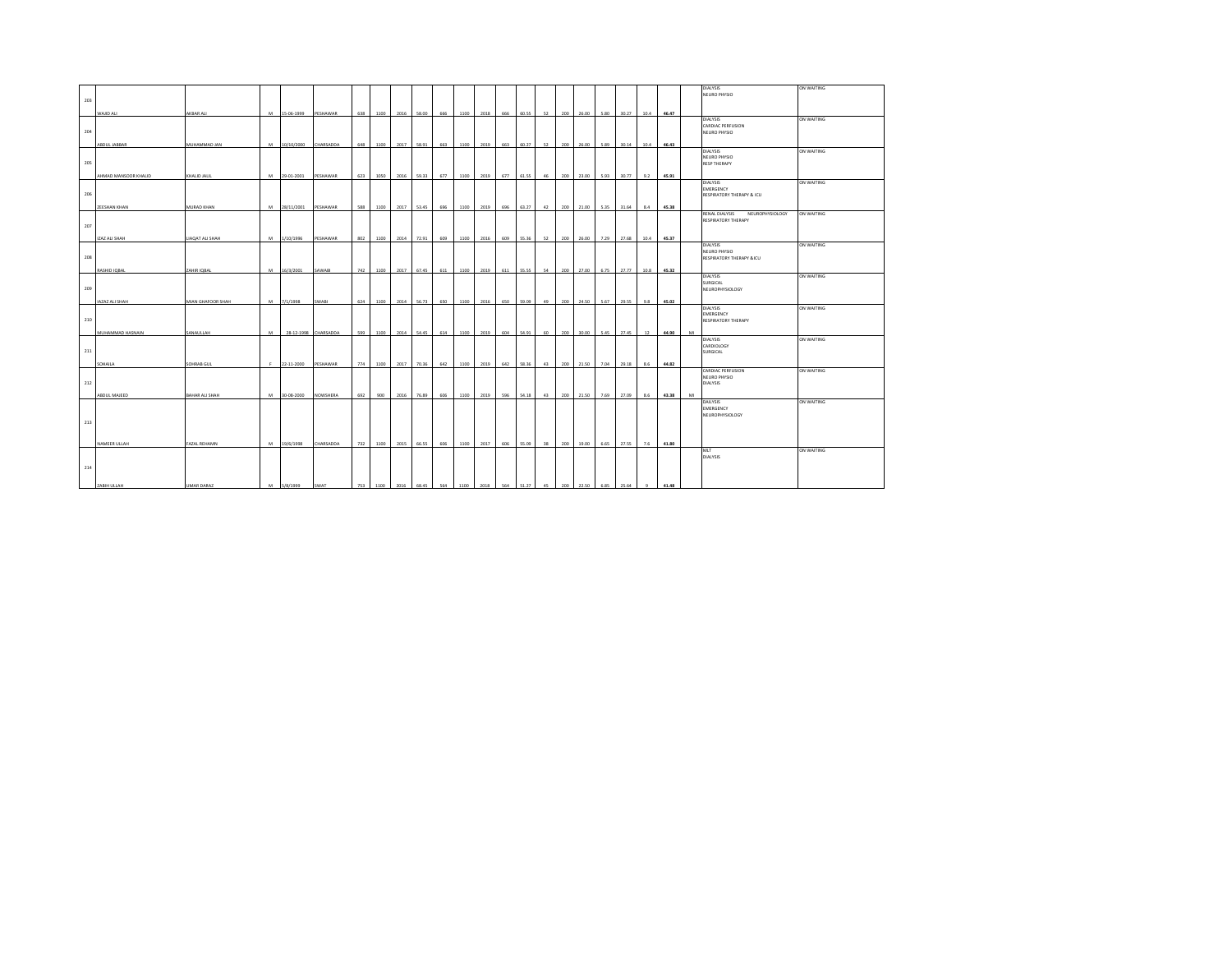| | | | | | | | | | | | | | | | | | | | | | | | | | | |
|---|---|---|---|---|---|---|---|---|---|---|---|---|---|---|---|---|---|---|---|---|---|---|---|---|---|---|
| 203 | WAJID ALI | AKBAR ALI | M | 15-06-1999 | PESHAWAR | 638 | 1100 | 2016 | 58.00 | 666 | 1100 | 2018 | 666 | 60.55 | 52 | 200 | 26.00 | 5.80 | 30.27 | 10.4 | **46.47** | | DIALYSIS<br>NEURO PHYSIO | ON WAITING |
| 204 | ABDUL JABBAR | MUHAMMAD JAN | M | 10/10/2000 | CHARSADDA | 648 | 1100 | 2017 | 58.91 | 663 | 1100 | 2019 | 663 | 60.27 | 52 | 200 | 26.00 | 5.89 | 30.14 | 10.4 | **46.43** | | DIALYSIS<br>CARDIAC PERFUSION<br>NEURO PHYSIO | ON WAITING |
| 205 | AHMAD MANSOOR KHALID | KHALID JALIL | M | 29-01-2001 | PESHAWAR | 623 | 1050 | 2016 | 59.33 | 677 | 1100 | 2019 | 677 | 61.55 | 46 | 200 | 23.00 | 5.93 | 30.77 | 9.2 | **45.91** | | DIALYSIS<br>NEURO PHYSIO<br>RESP THERAPY | ON WAITING |
| 206 | ZEESHAN KHAN | MURAD KHAN | M | 28/11/2001 | PESHAWAR | 588 | 1100 | 2017 | 53.45 | 696 | 1100 | 2019 | 696 | 63.27 | 42 | 200 | 21.00 | 5.35 | 31.64 | 8.4 | **45.38** | | DIALYSIS<br>EMERGENCY<br>RESPIRATORY THERAPY & ICU | ON WAITING |
| 207 | IZAZ ALI SHAH | LIAQAT ALI SHAH | M | 1/10/1996 | PESHAWAR | 802 | 1100 | 2014 | 72.91 | 609 | 1100 | 2016 | 609 | 55.36 | 52 | 200 | 26.00 | 7.29 | 27.68 | 10.4 | **45.37** | | RENAL DIALYSIS NEUROPHYSIOLOGY<br>RESPIRATORY THERAPY | ON WAITING |
| 208 | RASHID IQBAL | ZAHIR IQBAL | M | 16/3/2001 | SAWABI | 742 | 1100 | 2017 | 67.45 | 611 | 1100 | 2019 | 611 | 55.55 | 54 | 200 | 27.00 | 6.75 | 27.77 | 10.8 | **45.32** | | DIALYSIS<br>NEURO PHYSIO<br>RESPIRATORY THERAPY &ICU | ON WAITING |
| 209 | IAZAZ ALI SHAH | MIAN GHAFOOR SHAH | M | 7/1/1998 | SWABI | 624 | 1100 | 2014 | 56.73 | 650 | 1100 | 2016 | 650 | 59.09 | 49 | 200 | 24.50 | 5.67 | 29.55 | 9.8 | **45.02** | | DIALYSIS<br>SURGICAL<br>NEUROPHYSIOLOGY | ON WAITING |
| 210 | MUHAMMAD HASNAIN | SANAULLAH | M | 28-12-1998 | CHARSADDA | 599 | 1100 | 2014 | 54.45 | 614 | 1100 | 2019 | 604 | 54.91 | 60 | 200 | 30.00 | 5.45 | 27.45 | 12 | **44.90** | MI | DIALYSIS<br>EMERGENCY<br>RESPIRATORY THERAPY | ON WAITING |
| 211 | SOHAILA | SOHRAB GUL | F | 22-11-2000 | PESHAWAR | 774 | 1100 | 2017 | 70.36 | 642 | 1100 | 2019 | 642 | 58.36 | 43 | 200 | 21.50 | 7.04 | 29.18 | 8.6 | **44.82** | | DIALYSIS<br>CARDIOLOGY<br>SURGICAL | ON WAITING |
| 212 | ABDUL MAJEED | BAHAR ALI SHAH | M | 30-08-2000 | NOWSHERA | 692 | 900 | 2016 | 76.89 | 606 | 1100 | 2019 | 596 | 54.18 | 43 | 200 | 21.50 | 7.69 | 27.09 | 8.6 | **43.38** | MI | CARDIAC PERFUSION<br>NEURO PHYSIO<br>DIALYSIS | ON WAITING |
| 213 | NAMEER ULLAH | FAZAL REHAMN | M | 19/6/1998 | CHARSADDA | 732 | 1100 | 2015 | 66.55 | 606 | 1100 | 2017 | 606 | 55.09 | 38 | 200 | 19.00 | 6.65 | 27.55 | 7.6 | **41.80** | | DIALYSIS<br>EMERGENCY<br>NEUROPHYSIOLOGY | ON WAITING |
| 214 | ZABIH ULLAH | UMAR DARAZ | M | 5/8/1999 | SWAT | 753 | 1100 | 2016 | 68.45 | 564 | 1100 | 2018 | 564 | 51.27 | 45 | 200 | 22.50 | 6.85 | 25.64 | 9 | **41.48** | | MLT<br>DIALYSIS | ON WAITING |